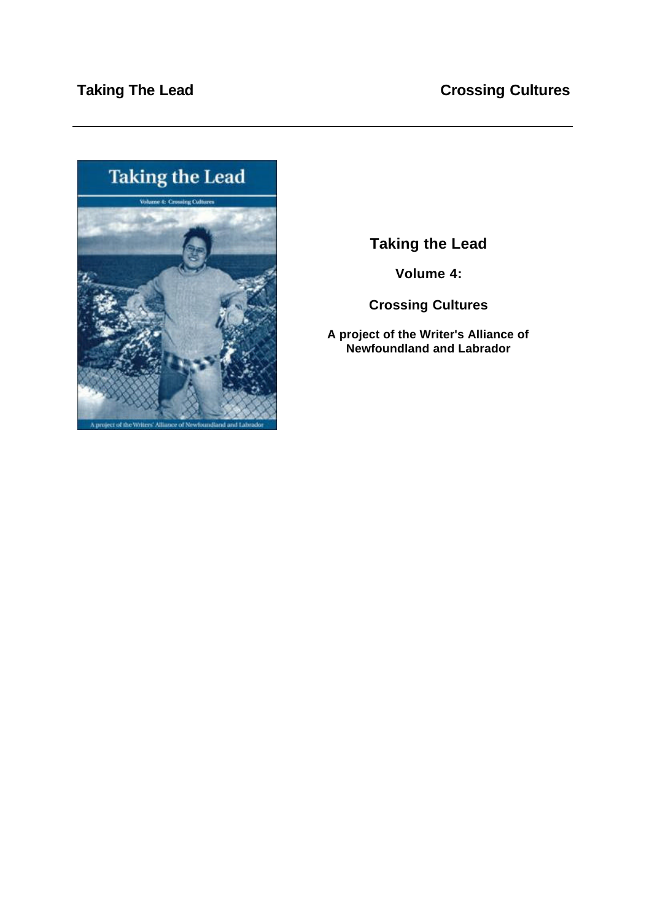# Taking the Lead

## Volume 4:

## Crossing Cultures

**A project of the Writer's Alliance of Newfoundland and Labrador**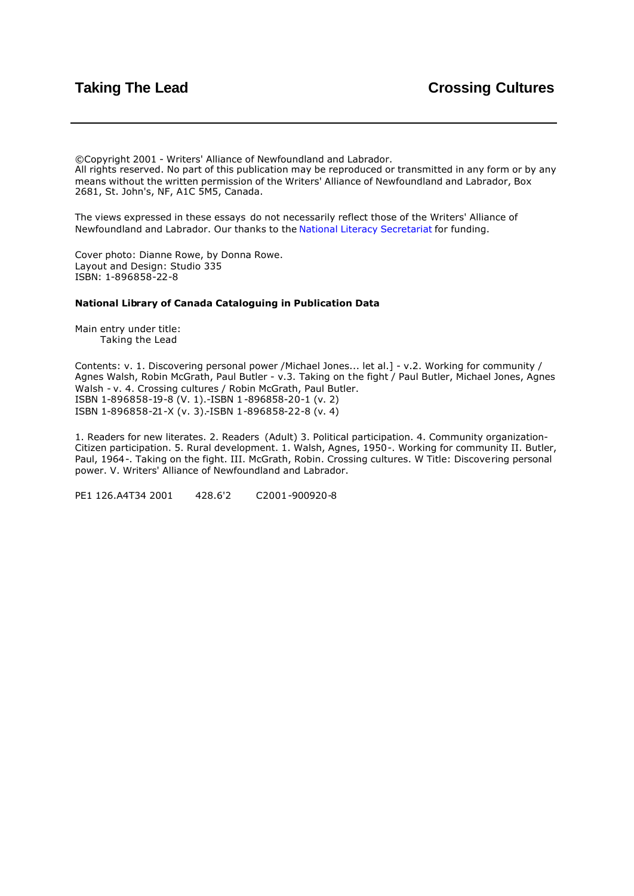©Copyright 2001 - Writers' Alliance of Newfoundland and Labrador.
All rights reserved. No part of this publication may be reproduced or transmitted in any form or by any means without the written permission of the Writers' Alliance of Newfoundland and Labrador, Box 2681, St. John's, NF, A1C 5M5, Canada.

The views expressed in these essays do not necessarily reflect those of the Writers' Alliance of Newfoundland and Labrador. Our thanks to the National Literacy Secretariat for funding.

Cover photo: Dianne Rowe, by Donna Rowe.
Layout and Design: Studio 335
ISBN: 1-896858-22-8

**National Library of Canada Cataloguing in Publication Data**

Main entry under title:
Taking the Lead

Contents: v. 1. Discovering personal power /Michael Jones... let al.] - v.2. Working for community / Agnes Walsh, Robin McGrath, Paul Butler - v.3. Taking on the fight / Paul Butler, Michael Jones, Agnes Walsh - v. 4. Crossing cultures / Robin McGrath, Paul Butler.
ISBN 1-896858-19-8 (V. 1).-ISBN 1-896858-20-1 (v. 2)
ISBN 1-896858-21-X (v. 3).-ISBN 1-896858-22-8 (v. 4)

1. Readers for new literates. 2. Readers (Adult) 3. Political participation. 4. Community organization-Citizen participation. 5. Rural development. 1. Walsh, Agnes, 1950-. Working for community II. Butler, Paul, 1964-. Taking on the fight. III. McGrath, Robin. Crossing cultures. W Title: Discovering personal power. V. Writers' Alliance of Newfoundland and Labrador.

PE1 126.A4T34 2001 428.6'2 C2001-900920-8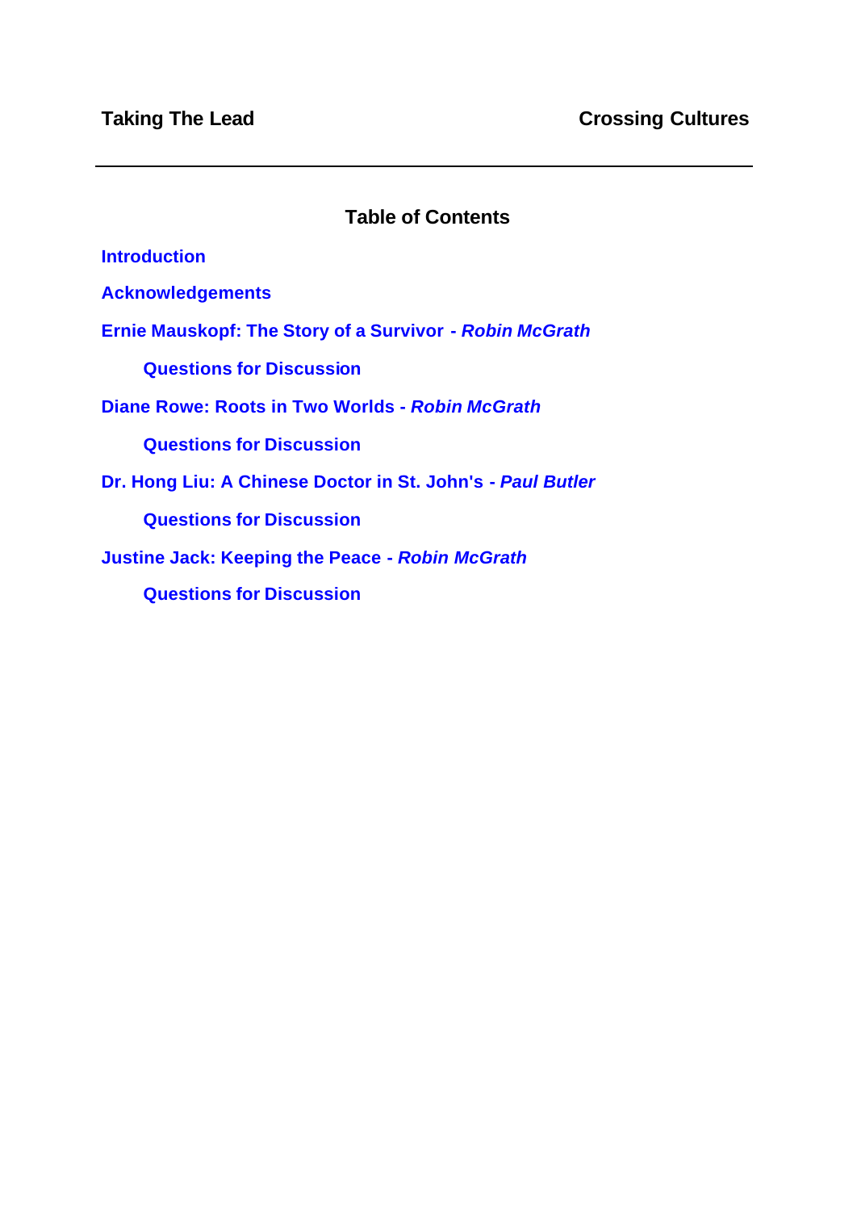## Table of Contents

**Introduction**

**Acknowledgements**

**Ernie Mauskopf: The Story of a Survivor - *Robin McGrath***

- **Questions for Discussion**

**Diane Rowe: Roots in Two Worlds - *Robin McGrath***

- **Questions for Discussion**

**Dr. Hong Liu: A Chinese Doctor in St. John's - *Paul Butler***

- **Questions for Discussion**

**Justine Jack: Keeping the Peace - *Robin McGrath***

- **Questions for Discussion**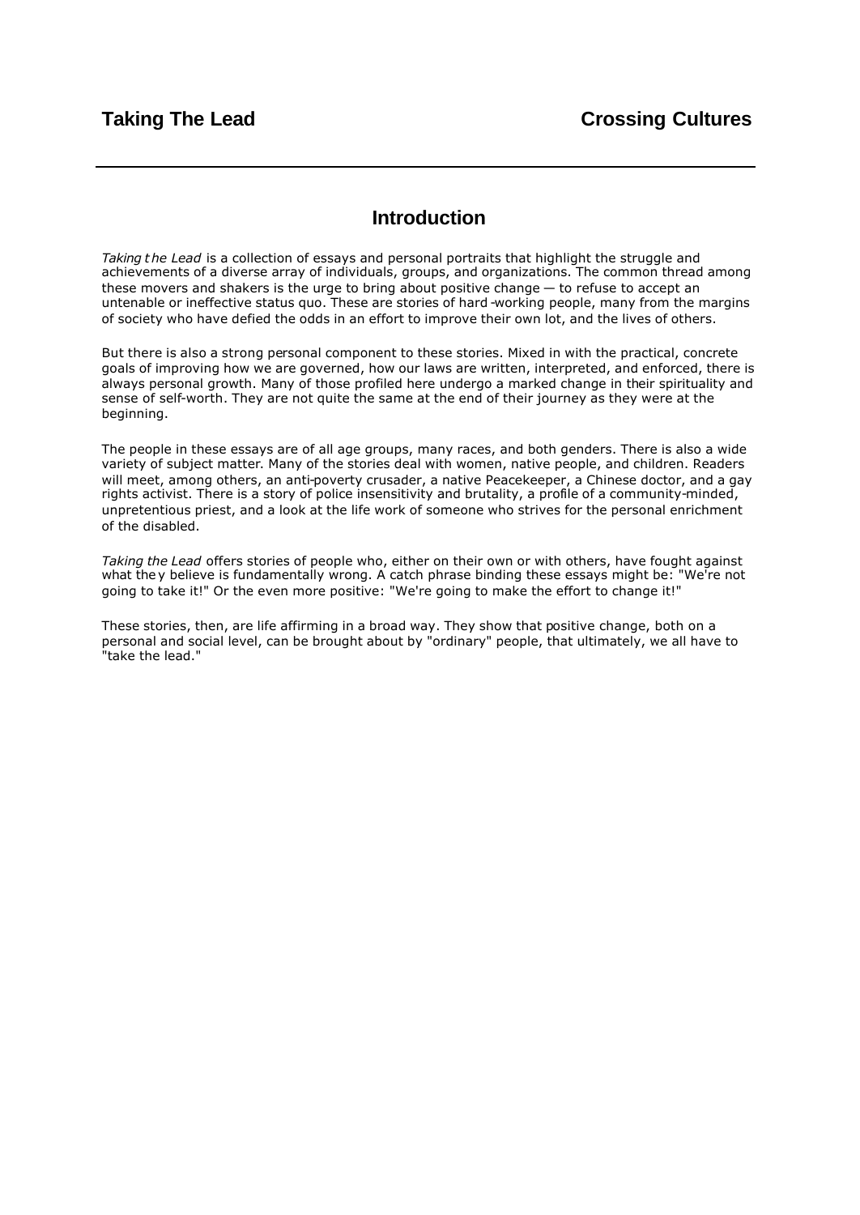# Introduction

*Taking the Lead* is a collection of essays and personal portraits that highlight the struggle and achievements of a diverse array of individuals, groups, and organizations. The common thread among these movers and shakers is the urge to bring about positive change — to refuse to accept an untenable or ineffective status quo. These are stories of hard-working people, many from the margins of society who have defied the odds in an effort to improve their own lot, and the lives of others.

But there is also a strong personal component to these stories. Mixed in with the practical, concrete goals of improving how we are governed, how our laws are written, interpreted, and enforced, there is always personal growth. Many of those profiled here undergo a marked change in their spirituality and sense of self-worth. They are not quite the same at the end of their journey as they were at the beginning.

The people in these essays are of all age groups, many races, and both genders. There is also a wide variety of subject matter. Many of the stories deal with women, native people, and children. Readers will meet, among others, an anti-poverty crusader, a native Peacekeeper, a Chinese doctor, and a gay rights activist. There is a story of police insensitivity and brutality, a profile of a community-minded, unpretentious priest, and a look at the life work of someone who strives for the personal enrichment of the disabled.

*Taking the Lead* offers stories of people who, either on their own or with others, have fought against what they believe is fundamentally wrong. A catch phrase binding these essays might be: "We're not going to take it!" Or the even more positive: "We're going to make the effort to change it!"

These stories, then, are life affirming in a broad way. They show that positive change, both on a personal and social level, can be brought about by "ordinary" people, that ultimately, we all have to "take the lead."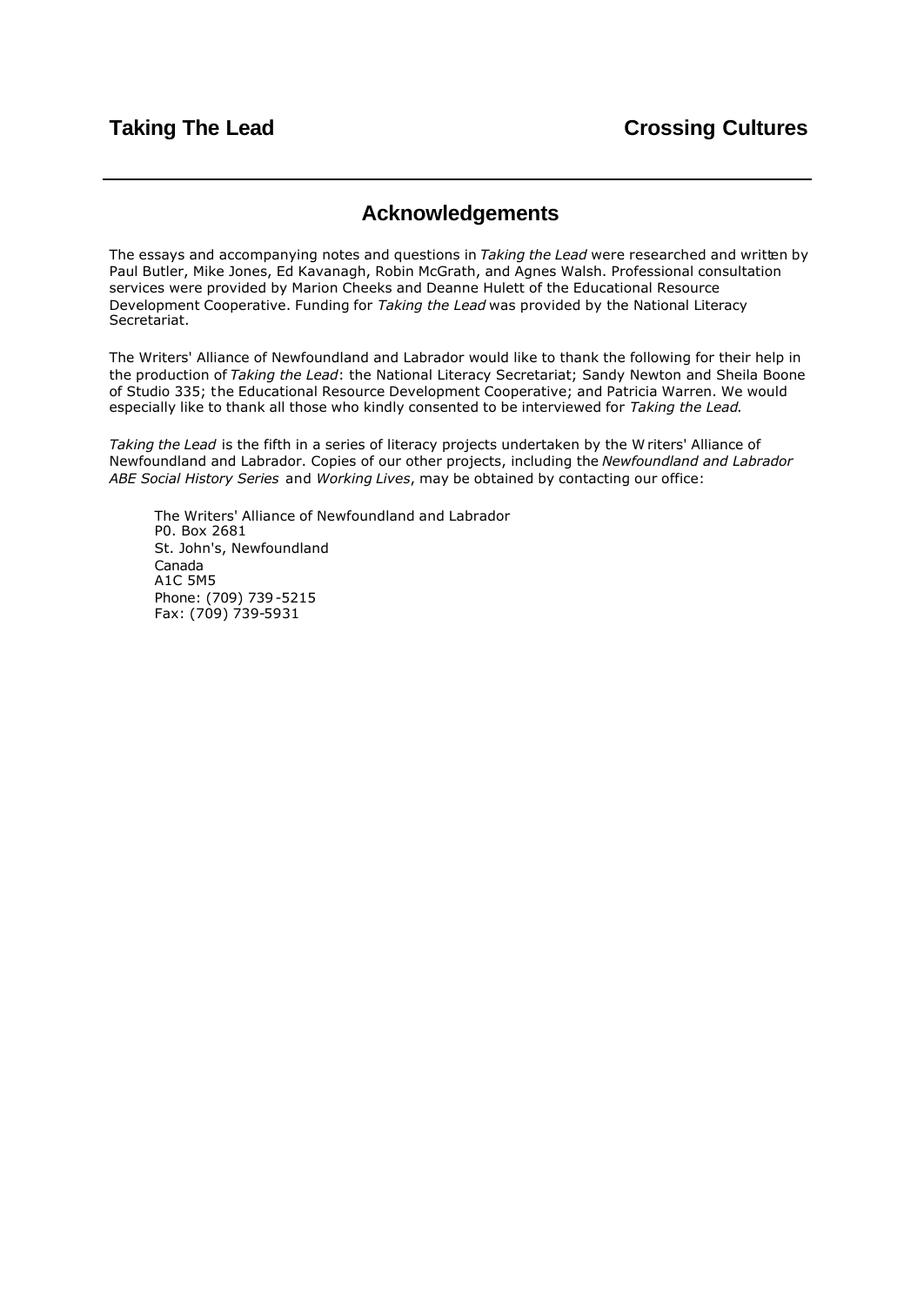## Acknowledgements

The essays and accompanying notes and questions in *Taking the Lead* were researched and written by Paul Butler, Mike Jones, Ed Kavanagh, Robin McGrath, and Agnes Walsh. Professional consultation services were provided by Marion Cheeks and Deanne Hulett of the Educational Resource Development Cooperative. Funding for *Taking the Lead* was provided by the National Literacy Secretariat.

The Writers' Alliance of Newfoundland and Labrador would like to thank the following for their help in the production of *Taking the Lead*: the National Literacy Secretariat; Sandy Newton and Sheila Boone of Studio 335; the Educational Resource Development Cooperative; and Patricia Warren. We would especially like to thank all those who kindly consented to be interviewed for *Taking the Lead*.

*Taking the Lead* is the fifth in a series of literacy projects undertaken by the Writers' Alliance of Newfoundland and Labrador. Copies of our other projects, including the *Newfoundland and Labrador ABE Social History Series* and *Working Lives*, may be obtained by contacting our office:

The Writers' Alliance of Newfoundland and Labrador
P0. Box 2681
St. John's, Newfoundland
Canada
A1C 5M5
Phone: (709) 739-5215
Fax: (709) 739-5931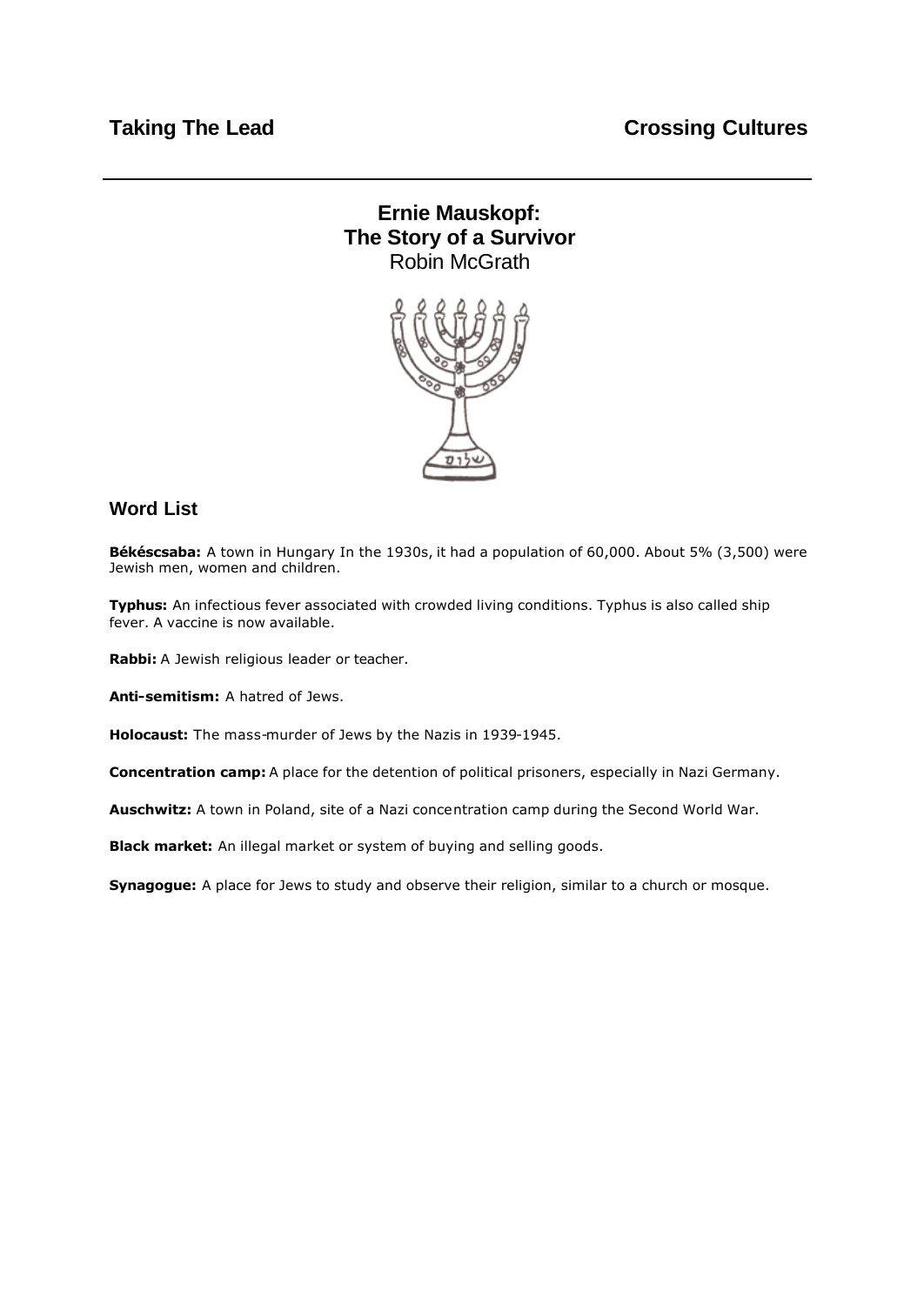**Taking The Lead** **Crossing Cultures**

## Ernie Mauskopf:
## The Story of a Survivor

Robin McGrath

### Word List

**Békéscsaba:** A town in Hungary In the 1930s, it had a population of 60,000. About 5% (3,500) were Jewish men, women and children.

**Typhus:** An infectious fever associated with crowded living conditions. Typhus is also called ship fever. A vaccine is now available.

**Rabbi:** A Jewish religious leader or teacher.

**Anti-semitism:** A hatred of Jews.

**Holocaust:** The mass-murder of Jews by the Nazis in 1939-1945.

**Concentration camp:** A place for the detention of political prisoners, especially in Nazi Germany.

**Auschwitz:** A town in Poland, site of a Nazi concentration camp during the Second World War.

**Black market:** An illegal market or system of buying and selling goods.

**Synagogue:** A place for Jews to study and observe their religion, similar to a church or mosque.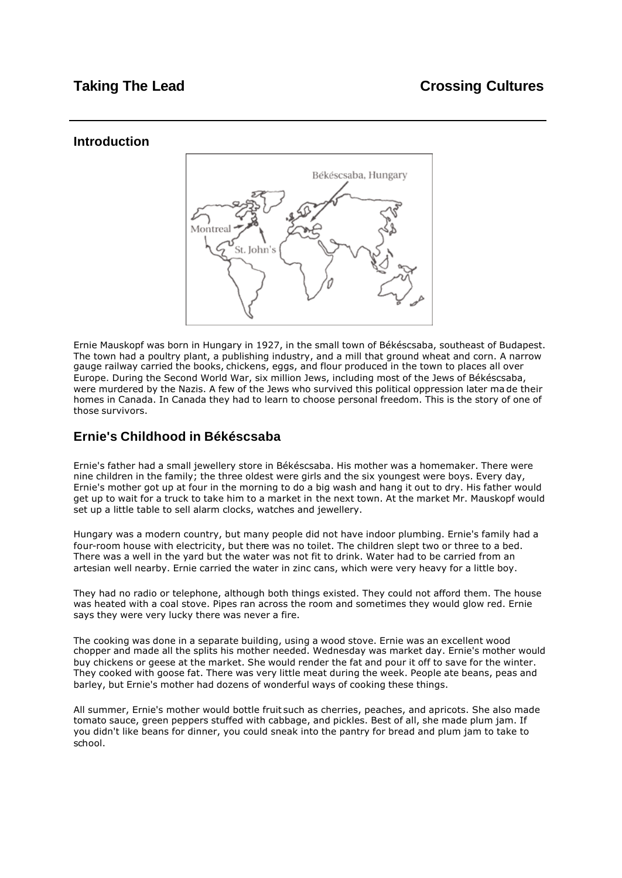## Introduction

Ernie Mauskopf was born in Hungary in 1927, in the small town of Békéscsaba, southeast of Budapest. The town had a poultry plant, a publishing industry, and a mill that ground wheat and corn. A narrow gauge railway carried the books, chickens, eggs, and flour produced in the town to places all over Europe. During the Second World War, six million Jews, including most of the Jews of Békéscsaba, were murdered by the Nazis. A few of the Jews who survived this political oppression later made their homes in Canada. In Canada they had to learn to choose personal freedom. This is the story of one of those survivors.

## Ernie's Childhood in Békéscsaba

Ernie's father had a small jewellery store in Békéscsaba. His mother was a homemaker. There were nine children in the family; the three oldest were girls and the six youngest were boys. Every day, Ernie's mother got up at four in the morning to do a big wash and hang it out to dry. His father would get up to wait for a truck to take him to a market in the next town. At the market Mr. Mauskopf would set up a little table to sell alarm clocks, watches and jewellery.

Hungary was a modern country, but many people did not have indoor plumbing. Ernie's family had a four-room house with electricity, but there was no toilet. The children slept two or three to a bed. There was a well in the yard but the water was not fit to drink. Water had to be carried from an artesian well nearby. Ernie carried the water in zinc cans, which were very heavy for a little boy.

They had no radio or telephone, although both things existed. They could not afford them. The house was heated with a coal stove. Pipes ran across the room and sometimes they would glow red. Ernie says they were very lucky there was never a fire.

The cooking was done in a separate building, using a wood stove. Ernie was an excellent wood chopper and made all the splits his mother needed. Wednesday was market day. Ernie's mother would buy chickens or geese at the market. She would render the fat and pour it off to save for the winter. They cooked with goose fat. There was very little meat during the week. People ate beans, peas and barley, but Ernie's mother had dozens of wonderful ways of cooking these things.

All summer, Ernie's mother would bottle fruit such as cherries, peaches, and apricots. She also made tomato sauce, green peppers stuffed with cabbage, and pickles. Best of all, she made plum jam. If you didn't like beans for dinner, you could sneak into the pantry for bread and plum jam to take to school.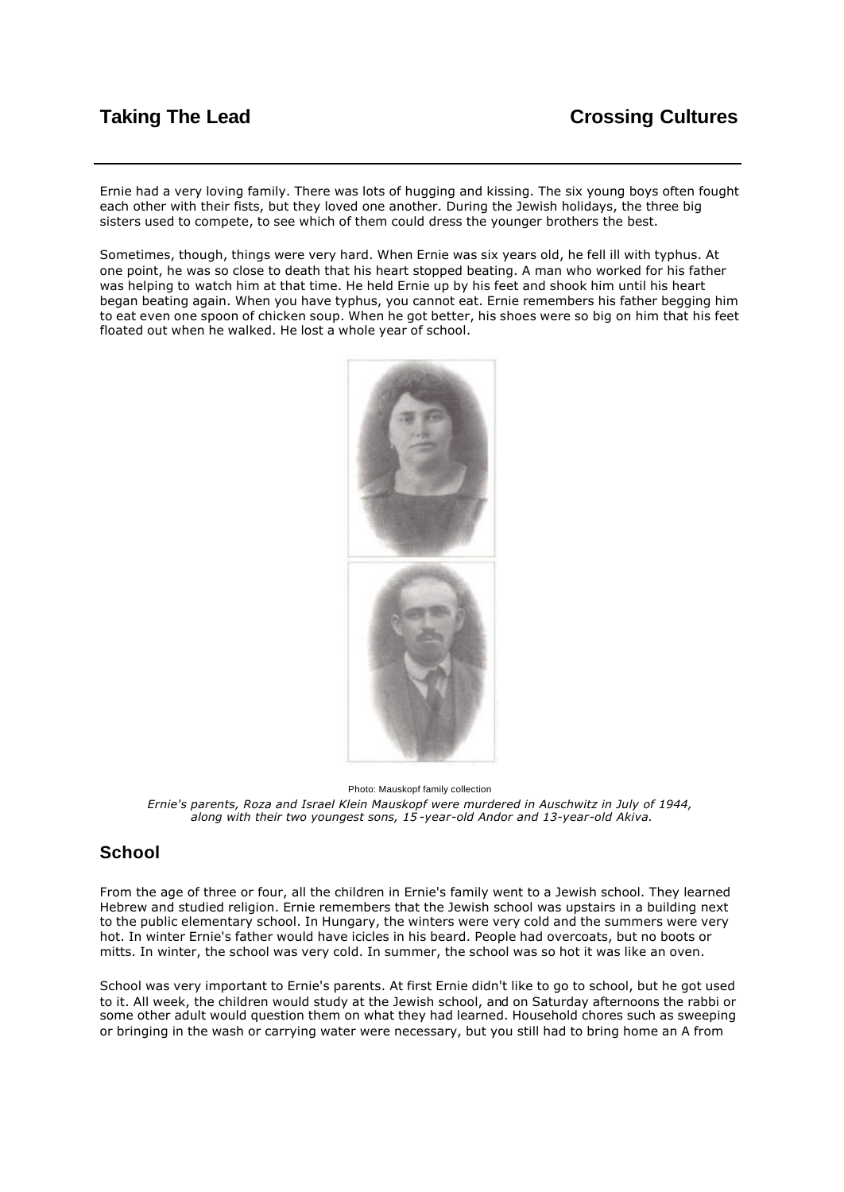Ernie had a very loving family. There was lots of hugging and kissing. The six young boys often fought each other with their fists, but they loved one another. During the Jewish holidays, the three big sisters used to compete, to see which of them could dress the younger brothers the best.

Sometimes, though, things were very hard. When Ernie was six years old, he fell ill with typhus. At one point, he was so close to death that his heart stopped beating. A man who worked for his father was helping to watch him at that time. He held Ernie up by his feet and shook him until his heart began beating again. When you have typhus, you cannot eat. Ernie remembers his father begging him to eat even one spoon of chicken soup. When he got better, his shoes were so big on him that his feet floated out when he walked. He lost a whole year of school.

Photo: Mauskopf family collection

*Ernie's parents, Roza and Israel Klein Mauskopf were murdered in Auschwitz in July of 1944, along with their two youngest sons, 15-year-old Andor and 13-year-old Akiva.*

## School

From the age of three or four, all the children in Ernie's family went to a Jewish school. They learned Hebrew and studied religion. Ernie remembers that the Jewish school was upstairs in a building next to the public elementary school. In Hungary, the winters were very cold and the summers were very hot. In winter Ernie's father would have icicles in his beard. People had overcoats, but no boots or mitts. In winter, the school was very cold. In summer, the school was so hot it was like an oven.

School was very important to Ernie's parents. At first Ernie didn't like to go to school, but he got used to it. All week, the children would study at the Jewish school, and on Saturday afternoons the rabbi or some other adult would question them on what they had learned. Household chores such as sweeping or bringing in the wash or carrying water were necessary, but you still had to bring home an A from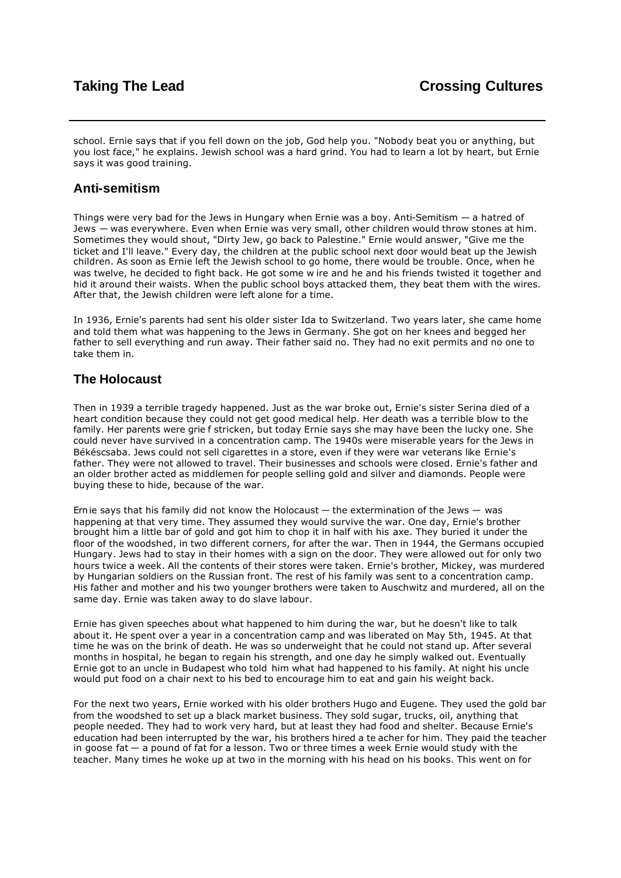school. Ernie says that if you fell down on the job, God help you. "Nobody beat you or anything, but you lost face," he explains. Jewish school was a hard grind. You had to learn a lot by heart, but Ernie says it was good training.

## Anti-semitism

Things were very bad for the Jews in Hungary when Ernie was a boy. Anti-Semitism — a hatred of Jews — was everywhere. Even when Ernie was very small, other children would throw stones at him. Sometimes they would shout, "Dirty Jew, go back to Palestine." Ernie would answer, "Give me the ticket and I'll leave." Every day, the children at the public school next door would beat up the Jewish children. As soon as Ernie left the Jewish school to go home, there would be trouble. Once, when he was twelve, he decided to fight back. He got some wire and he and his friends twisted it together and hid it around their waists. When the public school boys attacked them, they beat them with the wires. After that, the Jewish children were left alone for a time.

In 1936, Ernie's parents had sent his older sister Ida to Switzerland. Two years later, she came home and told them what was happening to the Jews in Germany. She got on her knees and begged her father to sell everything and run away. Their father said no. They had no exit permits and no one to take them in.

## The Holocaust

Then in 1939 a terrible tragedy happened. Just as the war broke out, Ernie's sister Serina died of a heart condition because they could not get good medical help. Her death was a terrible blow to the family. Her parents were grief stricken, but today Ernie says she may have been the lucky one. She could never have survived in a concentration camp. The 1940s were miserable years for the Jews in Békéscsaba. Jews could not sell cigarettes in a store, even if they were war veterans like Ernie's father. They were not allowed to travel. Their businesses and schools were closed. Ernie's father and an older brother acted as middlemen for people selling gold and silver and diamonds. People were buying these to hide, because of the war.

Ernie says that his family did not know the Holocaust — the extermination of the Jews — was happening at that very time. They assumed they would survive the war. One day, Ernie's brother brought him a little bar of gold and got him to chop it in half with his axe. They buried it under the floor of the woodshed, in two different corners, for after the war. Then in 1944, the Germans occupied Hungary. Jews had to stay in their homes with a sign on the door. They were allowed out for only two hours twice a week. All the contents of their stores were taken. Ernie's brother, Mickey, was murdered by Hungarian soldiers on the Russian front. The rest of his family was sent to a concentration camp. His father and mother and his two younger brothers were taken to Auschwitz and murdered, all on the same day. Ernie was taken away to do slave labour.

Ernie has given speeches about what happened to him during the war, but he doesn't like to talk about it. He spent over a year in a concentration camp and was liberated on May 5th, 1945. At that time he was on the brink of death. He was so underweight that he could not stand up. After several months in hospital, he began to regain his strength, and one day he simply walked out. Eventually Ernie got to an uncle in Budapest who told him what had happened to his family. At night his uncle would put food on a chair next to his bed to encourage him to eat and gain his weight back.

For the next two years, Ernie worked with his older brothers Hugo and Eugene. They used the gold bar from the woodshed to set up a black market business. They sold sugar, trucks, oil, anything that people needed. They had to work very hard, but at least they had food and shelter. Because Ernie's education had been interrupted by the war, his brothers hired a teacher for him. They paid the teacher in goose fat — a pound of fat for a lesson. Two or three times a week Ernie would study with the teacher. Many times he woke up at two in the morning with his head on his books. This went on for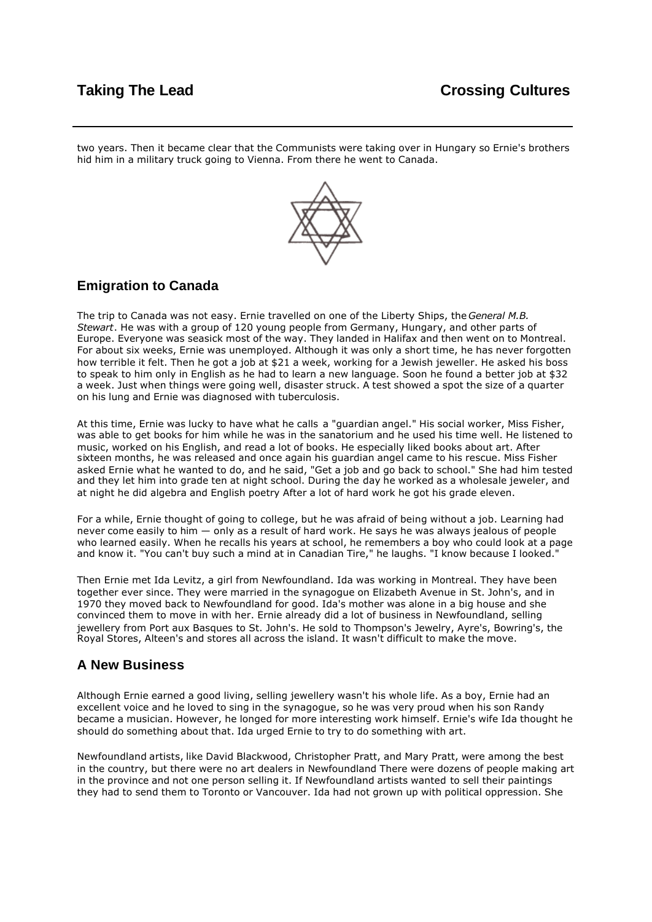two years. Then it became clear that the Communists were taking over in Hungary so Ernie's brothers hid him in a military truck going to Vienna. From there he went to Canada.

## Emigration to Canada

The trip to Canada was not easy. Ernie travelled on one of the Liberty Ships, the *General M.B. Stewart*. He was with a group of 120 young people from Germany, Hungary, and other parts of Europe. Everyone was seasick most of the way. They landed in Halifax and then went on to Montreal. For about six weeks, Ernie was unemployed. Although it was only a short time, he has never forgotten how terrible it felt. Then he got a job at $21 a week, working for a Jewish jeweller. He asked his boss to speak to him only in English as he had to learn a new language. Soon he found a better job at $32 a week. Just when things were going well, disaster struck. A test showed a spot the size of a quarter on his lung and Ernie was diagnosed with tuberculosis.

At this time, Ernie was lucky to have what he calls a "guardian angel." His social worker, Miss Fisher, was able to get books for him while he was in the sanatorium and he used his time well. He listened to music, worked on his English, and read a lot of books. He especially liked books about art. After sixteen months, he was released and once again his guardian angel came to his rescue. Miss Fisher asked Ernie what he wanted to do, and he said, "Get a job and go back to school." She had him tested and they let him into grade ten at night school. During the day he worked as a wholesale jeweler, and at night he did algebra and English poetry After a lot of hard work he got his grade eleven.

For a while, Ernie thought of going to college, but he was afraid of being without a job. Learning had never come easily to him — only as a result of hard work. He says he was always jealous of people who learned easily. When he recalls his years at school, he remembers a boy who could look at a page and know it. "You can't buy such a mind at in Canadian Tire," he laughs. "I know because I looked."

Then Ernie met Ida Levitz, a girl from Newfoundland. Ida was working in Montreal. They have been together ever since. They were married in the synagogue on Elizabeth Avenue in St. John's, and in 1970 they moved back to Newfoundland for good. Ida's mother was alone in a big house and she convinced them to move in with her. Ernie already did a lot of business in Newfoundland, selling jewellery from Port aux Basques to St. John's. He sold to Thompson's Jewelry, Ayre's, Bowring's, the Royal Stores, Alteen's and stores all across the island. It wasn't difficult to make the move.

## A New Business

Although Ernie earned a good living, selling jewellery wasn't his whole life. As a boy, Ernie had an excellent voice and he loved to sing in the synagogue, so he was very proud when his son Randy became a musician. However, he longed for more interesting work himself. Ernie's wife Ida thought he should do something about that. Ida urged Ernie to try to do something with art.

Newfoundland artists, like David Blackwood, Christopher Pratt, and Mary Pratt, were among the best in the country, but there were no art dealers in Newfoundland There were dozens of people making art in the province and not one person selling it. If Newfoundland artists wanted to sell their paintings they had to send them to Toronto or Vancouver. Ida had not grown up with political oppression. She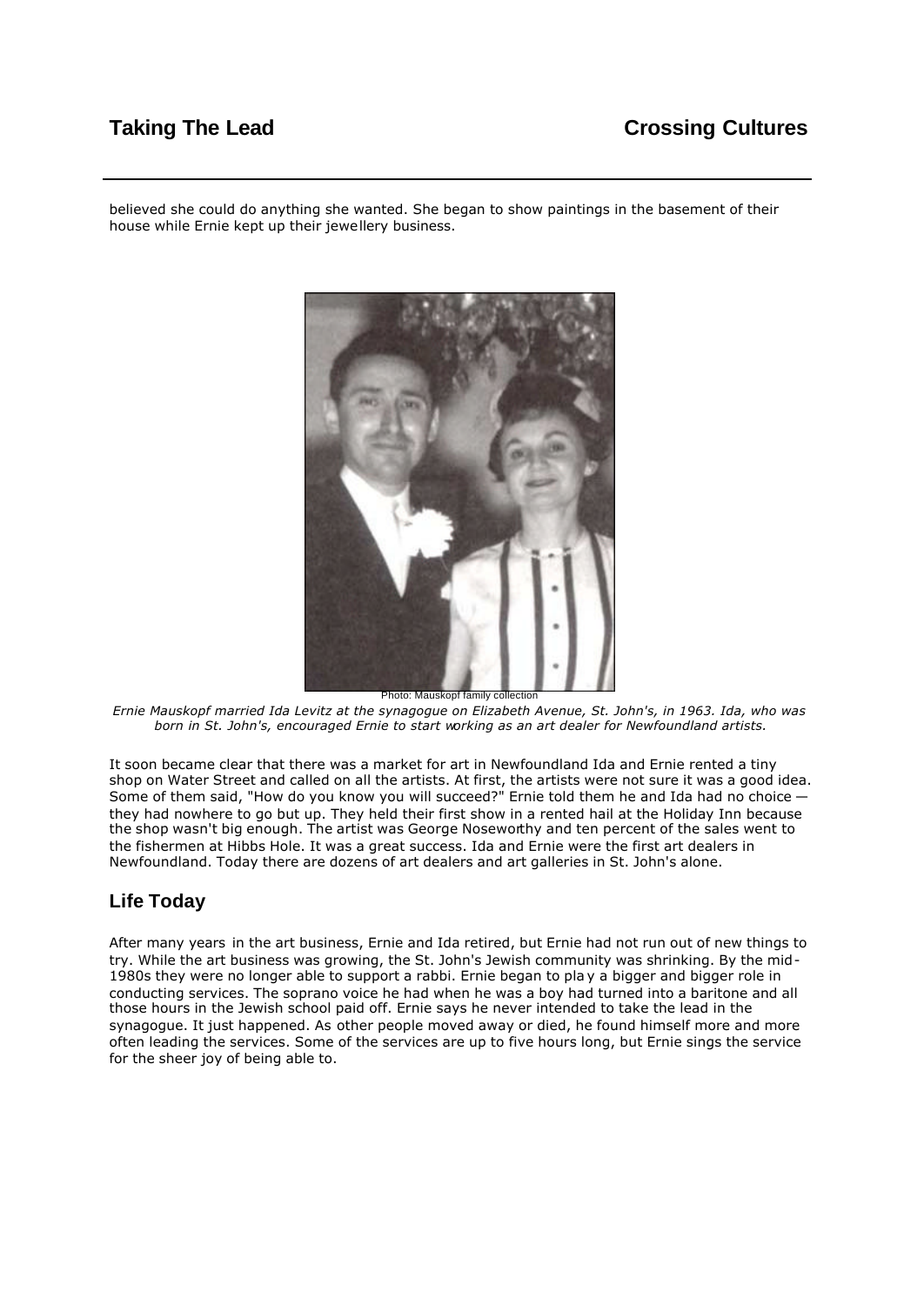believed she could do anything she wanted. She began to show paintings in the basement of their house while Ernie kept up their jewellery business.

Photo: Mauskopf family collection

*Ernie Mauskopf married Ida Levitz at the synagogue on Elizabeth Avenue, St. John's, in 1963. Ida, who was born in St. John's, encouraged Ernie to start working as an art dealer for Newfoundland artists.*

It soon became clear that there was a market for art in Newfoundland Ida and Ernie rented a tiny shop on Water Street and called on all the artists. At first, the artists were not sure it was a good idea. Some of them said, "How do you know you will succeed?" Ernie told them he and Ida had no choice — they had nowhere to go but up. They held their first show in a rented hail at the Holiday Inn because the shop wasn't big enough. The artist was George Noseworthy and ten percent of the sales went to the fishermen at Hibbs Hole. It was a great success. Ida and Ernie were the first art dealers in Newfoundland. Today there are dozens of art dealers and art galleries in St. John's alone.

## Life Today

After many years in the art business, Ernie and Ida retired, but Ernie had not run out of new things to try. While the art business was growing, the St. John's Jewish community was shrinking. By the mid-1980s they were no longer able to support a rabbi. Ernie began to play a bigger and bigger role in conducting services. The soprano voice he had when he was a boy had turned into a baritone and all those hours in the Jewish school paid off. Ernie says he never intended to take the lead in the synagogue. It just happened. As other people moved away or died, he found himself more and more often leading the services. Some of the services are up to five hours long, but Ernie sings the service for the sheer joy of being able to.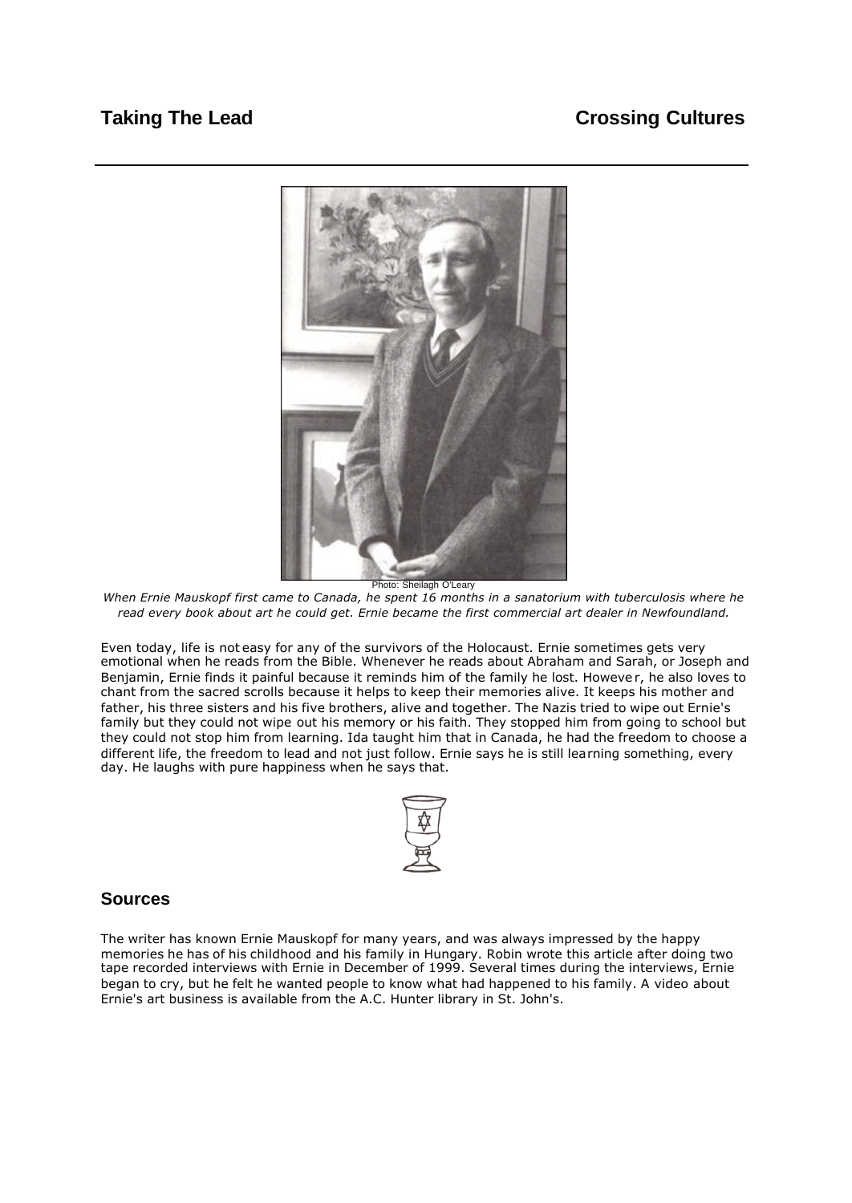Photo: Sheilagh O'Leary

*When Ernie Mauskopf first came to Canada, he spent 16 months in a sanatorium with tuberculosis where he read every book about art he could get. Ernie became the first commercial art dealer in Newfoundland.*

Even today, life is not easy for any of the survivors of the Holocaust. Ernie sometimes gets very emotional when he reads from the Bible. Whenever he reads about Abraham and Sarah, or Joseph and Benjamin, Ernie finds it painful because it reminds him of the family he lost. However, he also loves to chant from the sacred scrolls because it helps to keep their memories alive. It keeps his mother and father, his three sisters and his five brothers, alive and together. The Nazis tried to wipe out Ernie's family but they could not wipe out his memory or his faith. They stopped him from going to school but they could not stop him from learning. Ida taught him that in Canada, he had the freedom to choose a different life, the freedom to lead and not just follow. Ernie says he is still learning something, every day. He laughs with pure happiness when he says that.

## Sources

The writer has known Ernie Mauskopf for many years, and was always impressed by the happy memories he has of his childhood and his family in Hungary. Robin wrote this article after doing two tape recorded interviews with Ernie in December of 1999. Several times during the interviews, Ernie began to cry, but he felt he wanted people to know what had happened to his family. A video about Ernie's art business is available from the A.C. Hunter library in St. John's.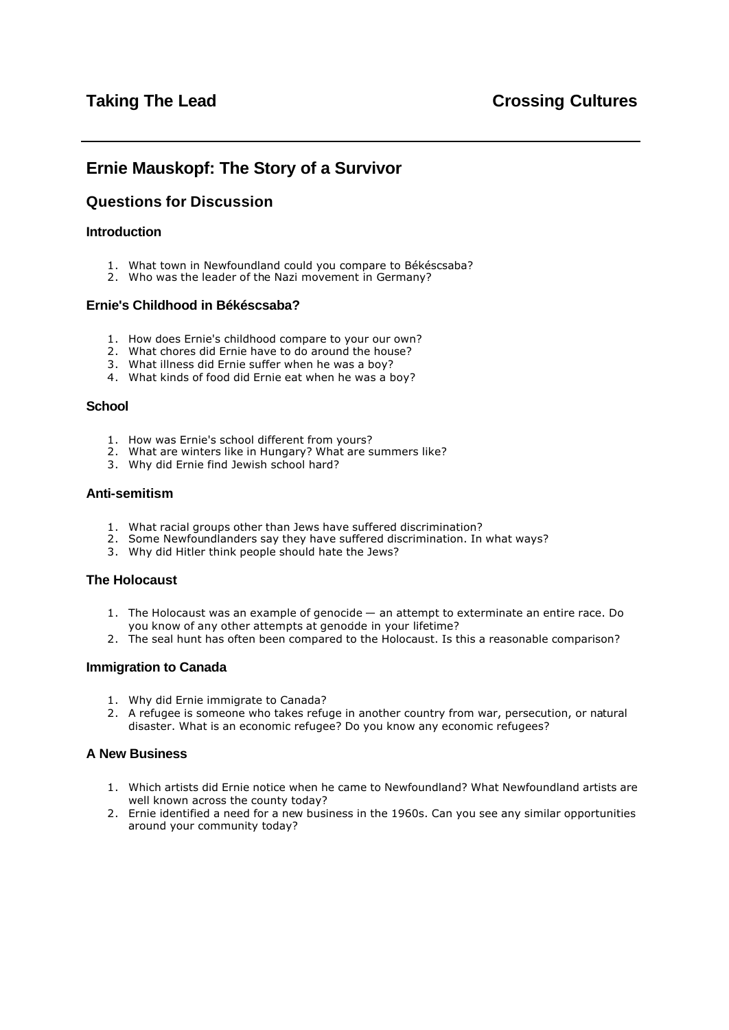**Taking The Lead** **Crossing Cultures**

# Ernie Mauskopf: The Story of a Survivor

## Questions for Discussion

### Introduction

1. What town in Newfoundland could you compare to Békéscsaba?
2. Who was the leader of the Nazi movement in Germany?

### Ernie's Childhood in Békéscsaba?

1. How does Ernie's childhood compare to your our own?
2. What chores did Ernie have to do around the house?
3. What illness did Ernie suffer when he was a boy?
4. What kinds of food did Ernie eat when he was a boy?

### School

1. How was Ernie's school different from yours?
2. What are winters like in Hungary? What are summers like?
3. Why did Ernie find Jewish school hard?

### Anti-semitism

1. What racial groups other than Jews have suffered discrimination?
2. Some Newfoundlanders say they have suffered discrimination. In what ways?
3. Why did Hitler think people should hate the Jews?

### The Holocaust

1. The Holocaust was an example of genocide — an attempt to exterminate an entire race. Do you know of any other attempts at genodde in your lifetime?
2. The seal hunt has often been compared to the Holocaust. Is this a reasonable comparison?

### Immigration to Canada

1. Why did Ernie immigrate to Canada?
2. A refugee is someone who takes refuge in another country from war, persecution, or natural disaster. What is an economic refugee? Do you know any economic refugees?

### A New Business

1. Which artists did Ernie notice when he came to Newfoundland? What Newfoundland artists are well known across the county today?
2. Ernie identified a need for a new business in the 1960s. Can you see any similar opportunities around your community today?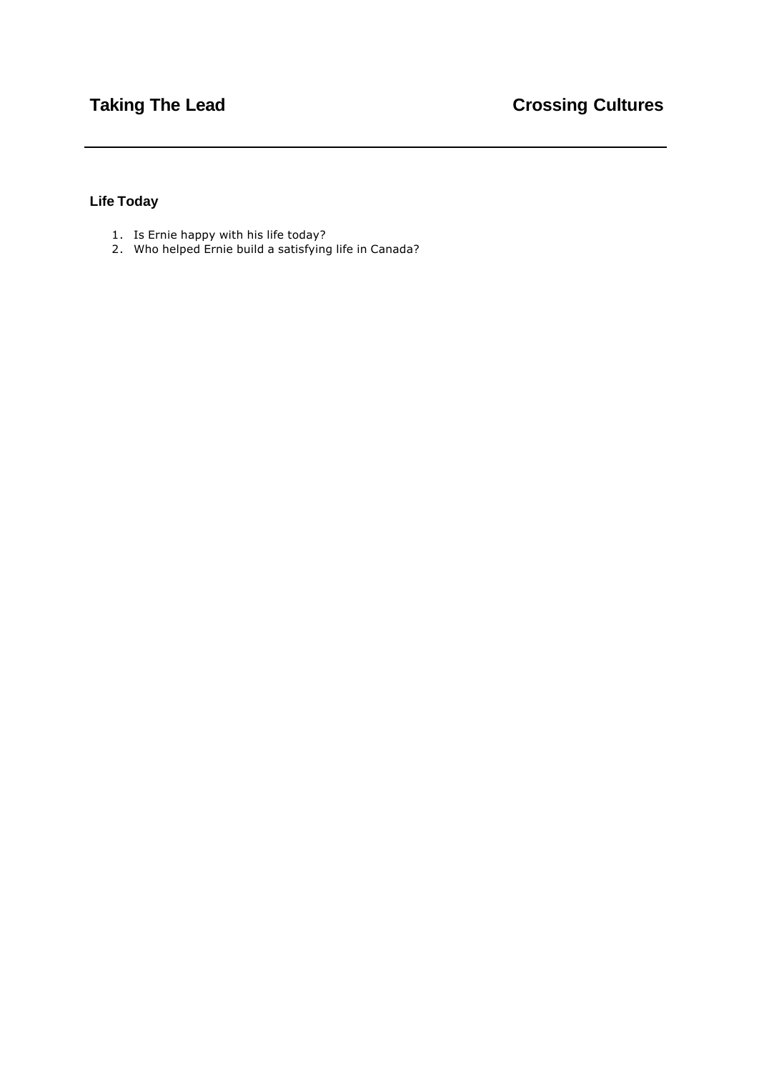## Life Today

1. Is Ernie happy with his life today?
2. Who helped Ernie build a satisfying life in Canada?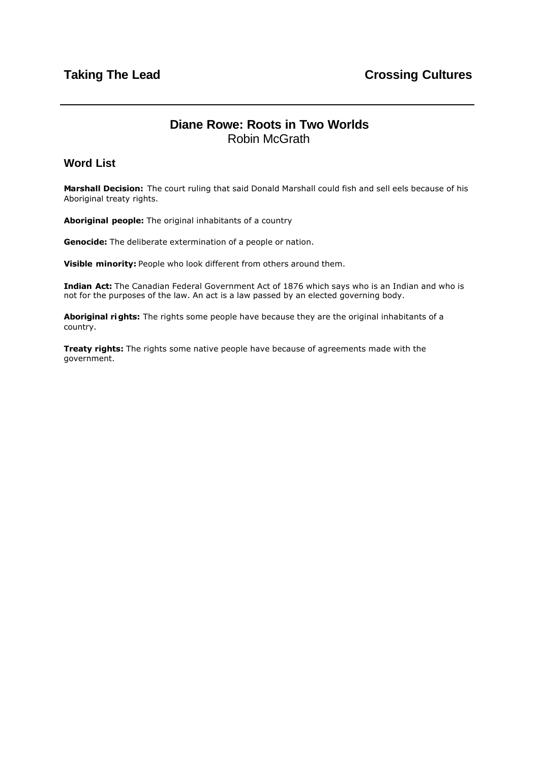**Taking The Lead** **Crossing Cultures**

## Diane Rowe: Roots in Two Worlds

Robin McGrath

### Word List

**Marshall Decision:** The court ruling that said Donald Marshall could fish and sell eels because of his Aboriginal treaty rights.

**Aboriginal people:** The original inhabitants of a country

**Genocide:** The deliberate extermination of a people or nation.

**Visible minority:** People who look different from others around them.

**Indian Act:** The Canadian Federal Government Act of 1876 which says who is an Indian and who is not for the purposes of the law. An act is a law passed by an elected governing body.

**Aboriginal rights:** The rights some people have because they are the original inhabitants of a country.

**Treaty rights:** The rights some native people have because of agreements made with the government.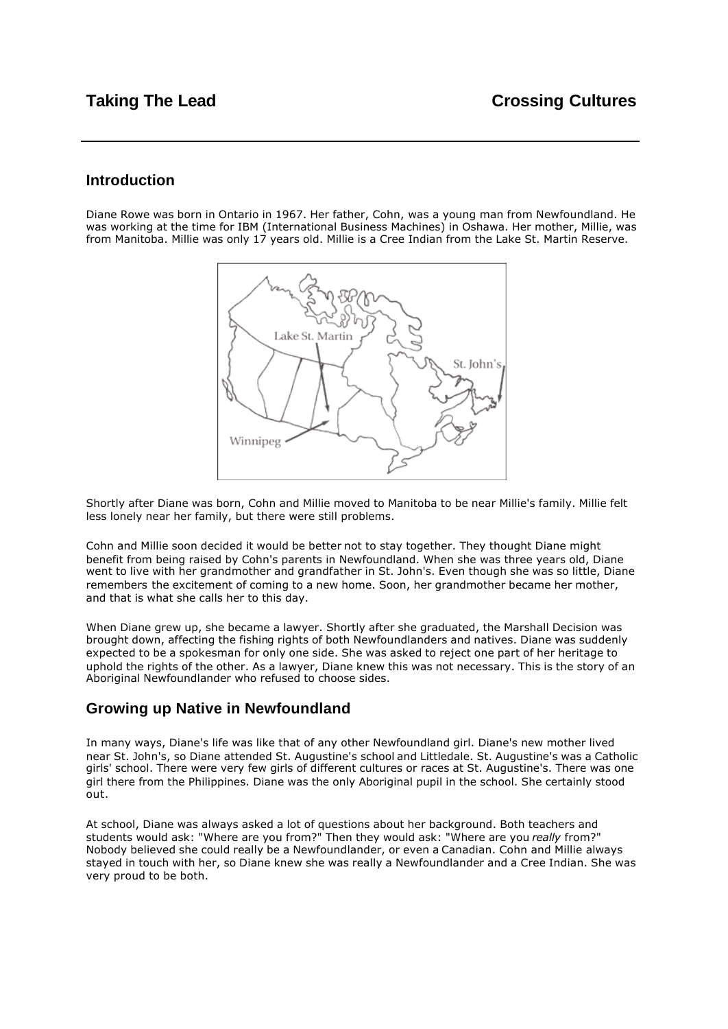## Introduction

Diane Rowe was born in Ontario in 1967. Her father, Cohn, was a young man from Newfoundland. He was working at the time for IBM (International Business Machines) in Oshawa. Her mother, Millie, was from Manitoba. Millie was only 17 years old. Millie is a Cree Indian from the Lake St. Martin Reserve.

Shortly after Diane was born, Cohn and Millie moved to Manitoba to be near Millie's family. Millie felt less lonely near her family, but there were still problems.

Cohn and Millie soon decided it would be better not to stay together. They thought Diane might benefit from being raised by Cohn's parents in Newfoundland. When she was three years old, Diane went to live with her grandmother and grandfather in St. John's. Even though she was so little, Diane remembers the excitement of coming to a new home. Soon, her grandmother became her mother, and that is what she calls her to this day.

When Diane grew up, she became a lawyer. Shortly after she graduated, the Marshall Decision was brought down, affecting the fishing rights of both Newfoundlanders and natives. Diane was suddenly expected to be a spokesman for only one side. She was asked to reject one part of her heritage to uphold the rights of the other. As a lawyer, Diane knew this was not necessary. This is the story of an Aboriginal Newfoundlander who refused to choose sides.

## Growing up Native in Newfoundland

In many ways, Diane's life was like that of any other Newfoundland girl. Diane's new mother lived near St. John's, so Diane attended St. Augustine's school and Littledale. St. Augustine's was a Catholic girls' school. There were very few girls of different cultures or races at St. Augustine's. There was one girl there from the Philippines. Diane was the only Aboriginal pupil in the school. She certainly stood out.

At school, Diane was always asked a lot of questions about her background. Both teachers and students would ask: "Where are you from?" Then they would ask: "Where are you *really* from?" Nobody believed she could really be a Newfoundlander, or even a Canadian. Cohn and Millie always stayed in touch with her, so Diane knew she was really a Newfoundlander and a Cree Indian. She was very proud to be both.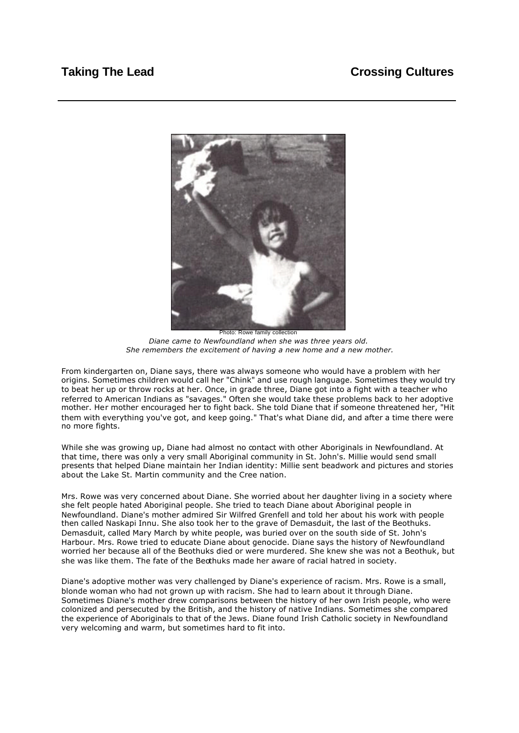Photo: Rowe family collection

*Diane came to Newfoundland when she was three years old. She remembers the excitement of having a new home and a new mother.*

From kindergarten on, Diane says, there was always someone who would have a problem with her origins. Sometimes children would call her "Chink" and use rough language. Sometimes they would try to beat her up or throw rocks at her. Once, in grade three, Diane got into a fight with a teacher who referred to American Indians as "savages." Often she would take these problems back to her adoptive mother. Her mother encouraged her to fight back. She told Diane that if someone threatened her, "Hit them with everything you've got, and keep going." That's what Diane did, and after a time there were no more fights.

While she was growing up, Diane had almost no contact with other Aboriginals in Newfoundland. At that time, there was only a very small Aboriginal community in St. John's. Millie would send small presents that helped Diane maintain her Indian identity: Millie sent beadwork and pictures and stories about the Lake St. Martin community and the Cree nation.

Mrs. Rowe was very concerned about Diane. She worried about her daughter living in a society where she felt people hated Aboriginal people. She tried to teach Diane about Aboriginal people in Newfoundland. Diane's mother admired Sir Wilfred Grenfell and told her about his work with people then called Naskapi Innu. She also took her to the grave of Demasduit, the last of the Beothuks. Demasduit, called Mary March by white people, was buried over on the south side of St. John's Harbour. Mrs. Rowe tried to educate Diane about genocide. Diane says the history of Newfoundland worried her because all of the Beothuks died or were murdered. She knew she was not a Beothuk, but she was like them. The fate of the Beothuks made her aware of racial hatred in society.

Diane's adoptive mother was very challenged by Diane's experience of racism. Mrs. Rowe is a small, blonde woman who had not grown up with racism. She had to learn about it through Diane. Sometimes Diane's mother drew comparisons between the history of her own Irish people, who were colonized and persecuted by the British, and the history of native Indians. Sometimes she compared the experience of Aboriginals to that of the Jews. Diane found Irish Catholic society in Newfoundland very welcoming and warm, but sometimes hard to fit into.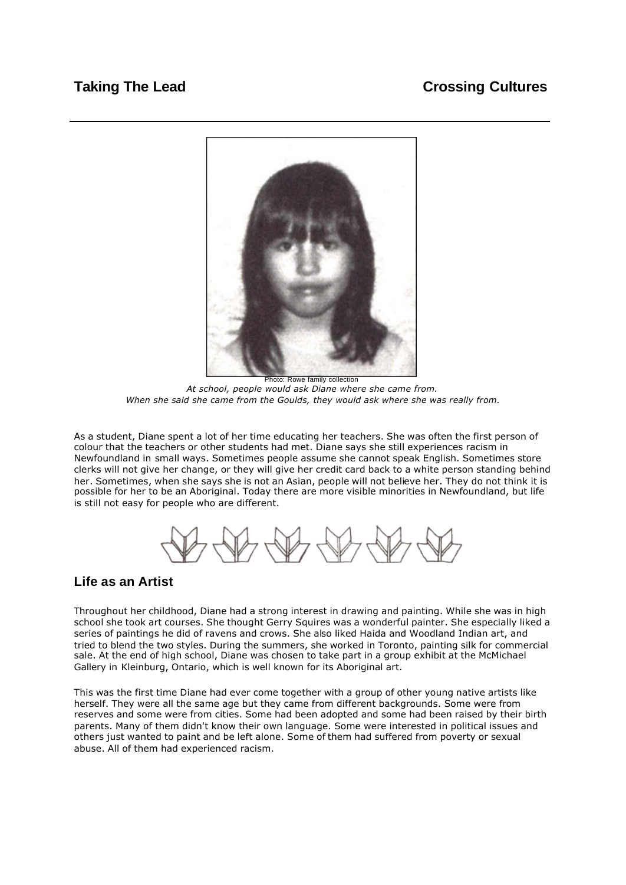Photo: Rowe family collection

*At school, people would ask Diane where she came from. When she said she came from the Goulds, they would ask where she was really from.*

As a student, Diane spent a lot of her time educating her teachers. She was often the first person of colour that the teachers or other students had met. Diane says she still experiences racism in Newfoundland in small ways. Sometimes people assume she cannot speak English. Sometimes store clerks will not give her change, or they will give her credit card back to a white person standing behind her. Sometimes, when she says she is not an Asian, people will not believe her. They do not think it is possible for her to be an Aboriginal. Today there are more visible minorities in Newfoundland, but life is still not easy for people who are different.

## Life as an Artist

Throughout her childhood, Diane had a strong interest in drawing and painting. While she was in high school she took art courses. She thought Gerry Squires was a wonderful painter. She especially liked a series of paintings he did of ravens and crows. She also liked Haida and Woodland Indian art, and tried to blend the two styles. During the summers, she worked in Toronto, painting silk for commercial sale. At the end of high school, Diane was chosen to take part in a group exhibit at the McMichael Gallery in Kleinburg, Ontario, which is well known for its Aboriginal art.

This was the first time Diane had ever come together with a group of other young native artists like herself. They were all the same age but they came from different backgrounds. Some were from reserves and some were from cities. Some had been adopted and some had been raised by their birth parents. Many of them didn't know their own language. Some were interested in political issues and others just wanted to paint and be left alone. Some of them had suffered from poverty or sexual abuse. All of them had experienced racism.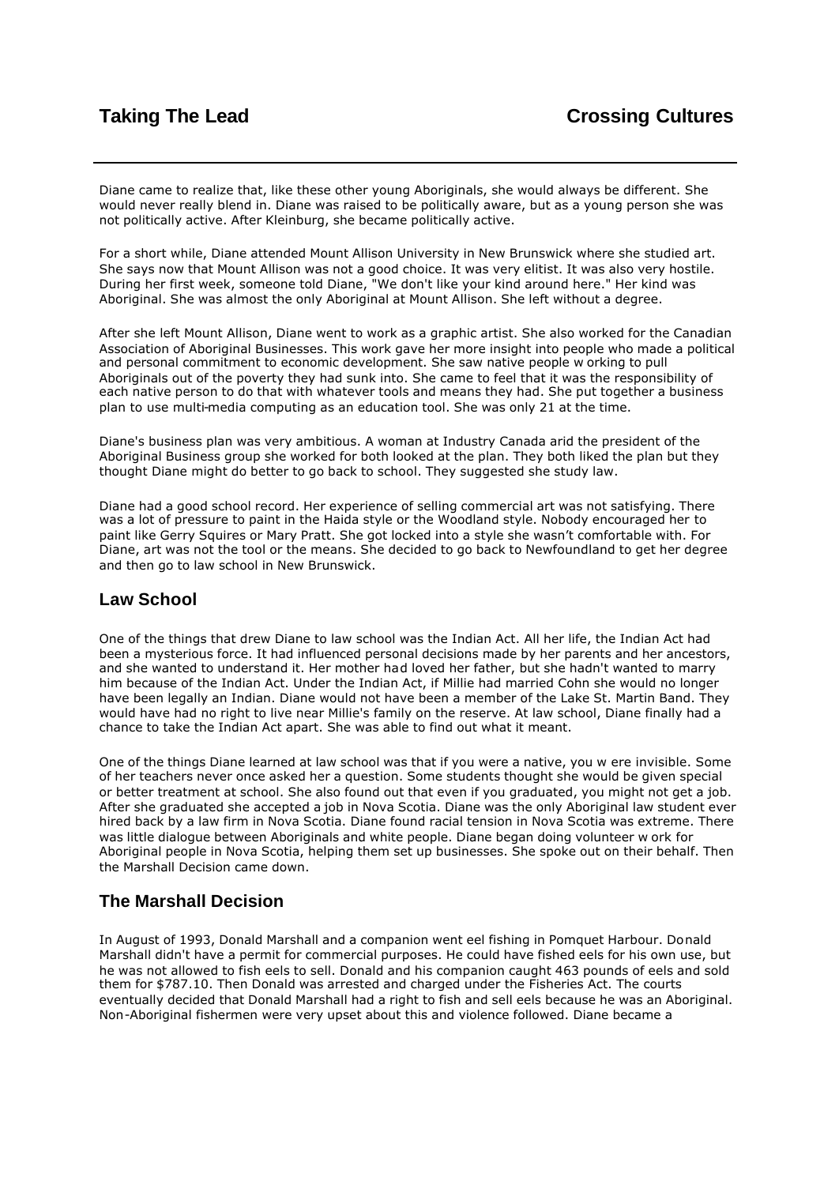Diane came to realize that, like these other young Aboriginals, she would always be different. She would never really blend in. Diane was raised to be politically aware, but as a young person she was not politically active. After Kleinburg, she became politically active.

For a short while, Diane attended Mount Allison University in New Brunswick where she studied art. She says now that Mount Allison was not a good choice. It was very elitist. It was also very hostile. During her first week, someone told Diane, "We don't like your kind around here." Her kind was Aboriginal. She was almost the only Aboriginal at Mount Allison. She left without a degree.

After she left Mount Allison, Diane went to work as a graphic artist. She also worked for the Canadian Association of Aboriginal Businesses. This work gave her more insight into people who made a political and personal commitment to economic development. She saw native people w orking to pull Aboriginals out of the poverty they had sunk into. She came to feel that it was the responsibility of each native person to do that with whatever tools and means they had. She put together a business plan to use multi-media computing as an education tool. She was only 21 at the time.

Diane's business plan was very ambitious. A woman at Industry Canada arid the president of the Aboriginal Business group she worked for both looked at the plan. They both liked the plan but they thought Diane might do better to go back to school. They suggested she study law.

Diane had a good school record. Her experience of selling commercial art was not satisfying. There was a lot of pressure to paint in the Haida style or the Woodland style. Nobody encouraged her to paint like Gerry Squires or Mary Pratt. She got locked into a style she wasn't comfortable with. For Diane, art was not the tool or the means. She decided to go back to Newfoundland to get her degree and then go to law school in New Brunswick.

## Law School

One of the things that drew Diane to law school was the Indian Act. All her life, the Indian Act had been a mysterious force. It had influenced personal decisions made by her parents and her ancestors, and she wanted to understand it. Her mother had loved her father, but she hadn't wanted to marry him because of the Indian Act. Under the Indian Act, if Millie had married Cohn she would no longer have been legally an Indian. Diane would not have been a member of the Lake St. Martin Band. They would have had no right to live near Millie's family on the reserve. At law school, Diane finally had a chance to take the Indian Act apart. She was able to find out what it meant.

One of the things Diane learned at law school was that if you were a native, you w ere invisible. Some of her teachers never once asked her a question. Some students thought she would be given special or better treatment at school. She also found out that even if you graduated, you might not get a job. After she graduated she accepted a job in Nova Scotia. Diane was the only Aboriginal law student ever hired back by a law firm in Nova Scotia. Diane found racial tension in Nova Scotia was extreme. There was little dialogue between Aboriginals and white people. Diane began doing volunteer w ork for Aboriginal people in Nova Scotia, helping them set up businesses. She spoke out on their behalf. Then the Marshall Decision came down.

## The Marshall Decision

In August of 1993, Donald Marshall and a companion went eel fishing in Pomquet Harbour. Donald Marshall didn't have a permit for commercial purposes. He could have fished eels for his own use, but he was not allowed to fish eels to sell. Donald and his companion caught 463 pounds of eels and sold them for $787.10. Then Donald was arrested and charged under the Fisheries Act. The courts eventually decided that Donald Marshall had a right to fish and sell eels because he was an Aboriginal. Non-Aboriginal fishermen were very upset about this and violence followed. Diane became a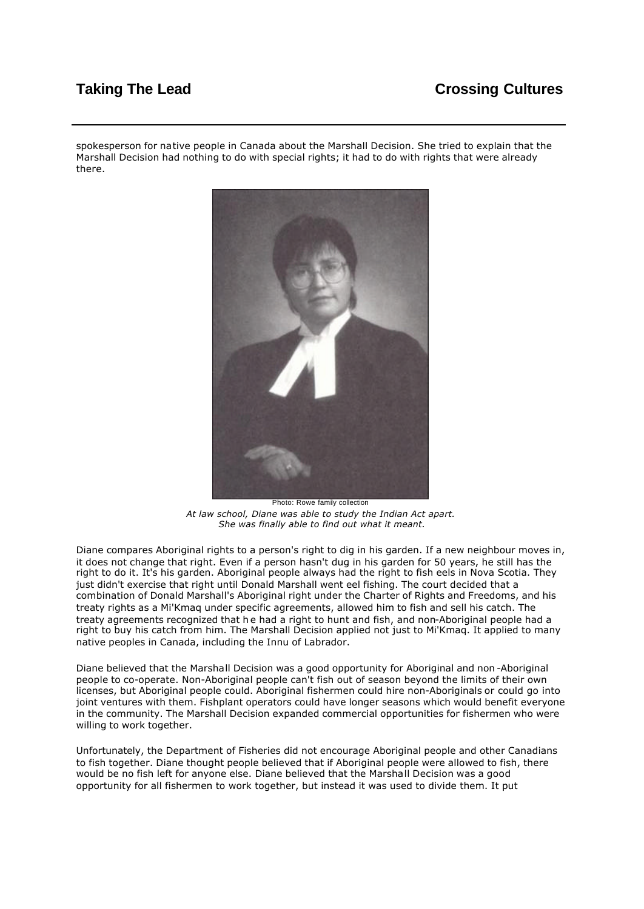spokesperson for native people in Canada about the Marshall Decision. She tried to explain that the Marshall Decision had nothing to do with special rights; it had to do with rights that were already there.

Photo: Rowe family collection

*At law school, Diane was able to study the Indian Act apart. She was finally able to find out what it meant.*

Diane compares Aboriginal rights to a person's right to dig in his garden. If a new neighbour moves in, it does not change that right. Even if a person hasn't dug in his garden for 50 years, he still has the right to do it. It's his garden. Aboriginal people always had the right to fish eels in Nova Scotia. They just didn't exercise that right until Donald Marshall went eel fishing. The court decided that a combination of Donald Marshall's Aboriginal right under the Charter of Rights and Freedoms, and his treaty rights as a Mi'Kmaq under specific agreements, allowed him to fish and sell his catch. The treaty agreements recognized that he had a right to hunt and fish, and non-Aboriginal people had a right to buy his catch from him. The Marshall Decision applied not just to Mi'Kmaq. It applied to many native peoples in Canada, including the Innu of Labrador.

Diane believed that the Marshall Decision was a good opportunity for Aboriginal and non-Aboriginal people to co-operate. Non-Aboriginal people can't fish out of season beyond the limits of their own licenses, but Aboriginal people could. Aboriginal fishermen could hire non-Aboriginals or could go into joint ventures with them. Fishplant operators could have longer seasons which would benefit everyone in the community. The Marshall Decision expanded commercial opportunities for fishermen who were willing to work together.

Unfortunately, the Department of Fisheries did not encourage Aboriginal people and other Canadians to fish together. Diane thought people believed that if Aboriginal people were allowed to fish, there would be no fish left for anyone else. Diane believed that the Marshall Decision was a good opportunity for all fishermen to work together, but instead it was used to divide them. It put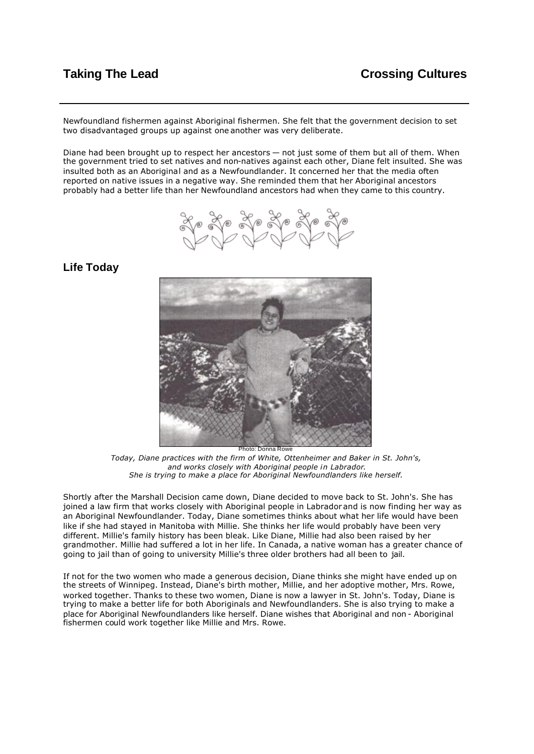Newfoundland fishermen against Aboriginal fishermen. She felt that the government decision to set two disadvantaged groups up against one another was very deliberate.

Diane had been brought up to respect her ancestors — not just some of them but all of them. When the government tried to set natives and non-natives against each other, Diane felt insulted. She was insulted both as an Aboriginal and as a Newfoundlander. It concerned her that the media often reported on native issues in a negative way. She reminded them that her Aboriginal ancestors probably had a better life than her Newfoundland ancestors had when they came to this country.

## Life Today

Photo: Donna Rowe

*Today, Diane practices with the firm of White, Ottenheimer and Baker in St. John's, and works closely with Aboriginal people in Labrador. She is trying to make a place for Aboriginal Newfoundlanders like herself.*

Shortly after the Marshall Decision came down, Diane decided to move back to St. John's. She has joined a law firm that works closely with Aboriginal people in Labrador and is now finding her way as an Aboriginal Newfoundlander. Today, Diane sometimes thinks about what her life would have been like if she had stayed in Manitoba with Millie. She thinks her life would probably have been very different. Millie's family history has been bleak. Like Diane, Millie had also been raised by her grandmother. Millie had suffered a lot in her life. In Canada, a native woman has a greater chance of going to jail than of going to university Millie's three older brothers had all been to jail.

If not for the two women who made a generous decision, Diane thinks she might have ended up on the streets of Winnipeg. Instead, Diane's birth mother, Millie, and her adoptive mother, Mrs. Rowe, worked together. Thanks to these two women, Diane is now a lawyer in St. John's. Today, Diane is trying to make a better life for both Aboriginals and Newfoundlanders. She is also trying to make a place for Aboriginal Newfoundlanders like herself. Diane wishes that Aboriginal and non - Aboriginal fishermen could work together like Millie and Mrs. Rowe.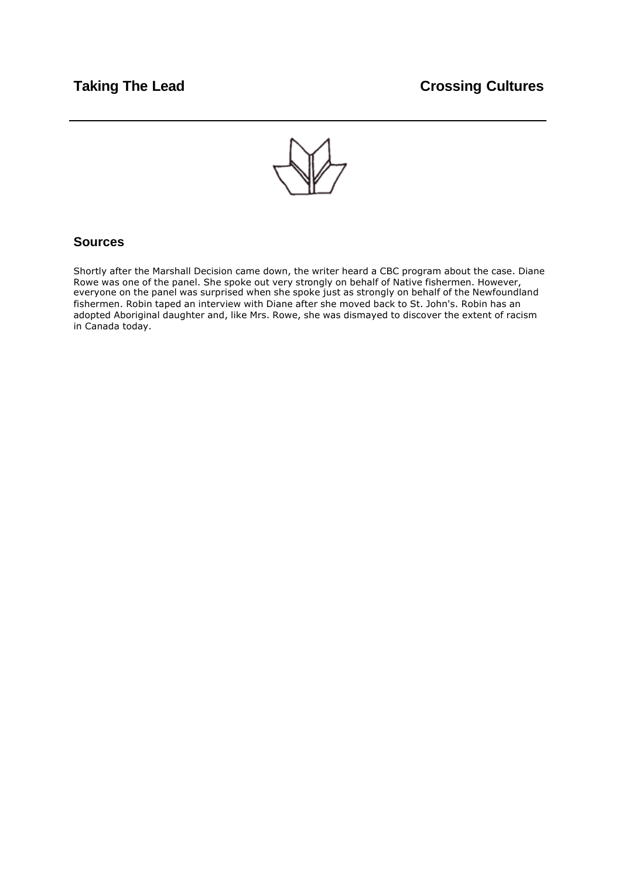## Sources

Shortly after the Marshall Decision came down, the writer heard a CBC program about the case. Diane Rowe was one of the panel. She spoke out very strongly on behalf of Native fishermen. However, everyone on the panel was surprised when she spoke just as strongly on behalf of the Newfoundland fishermen. Robin taped an interview with Diane after she moved back to St. John's. Robin has an adopted Aboriginal daughter and, like Mrs. Rowe, she was dismayed to discover the extent of racism in Canada today.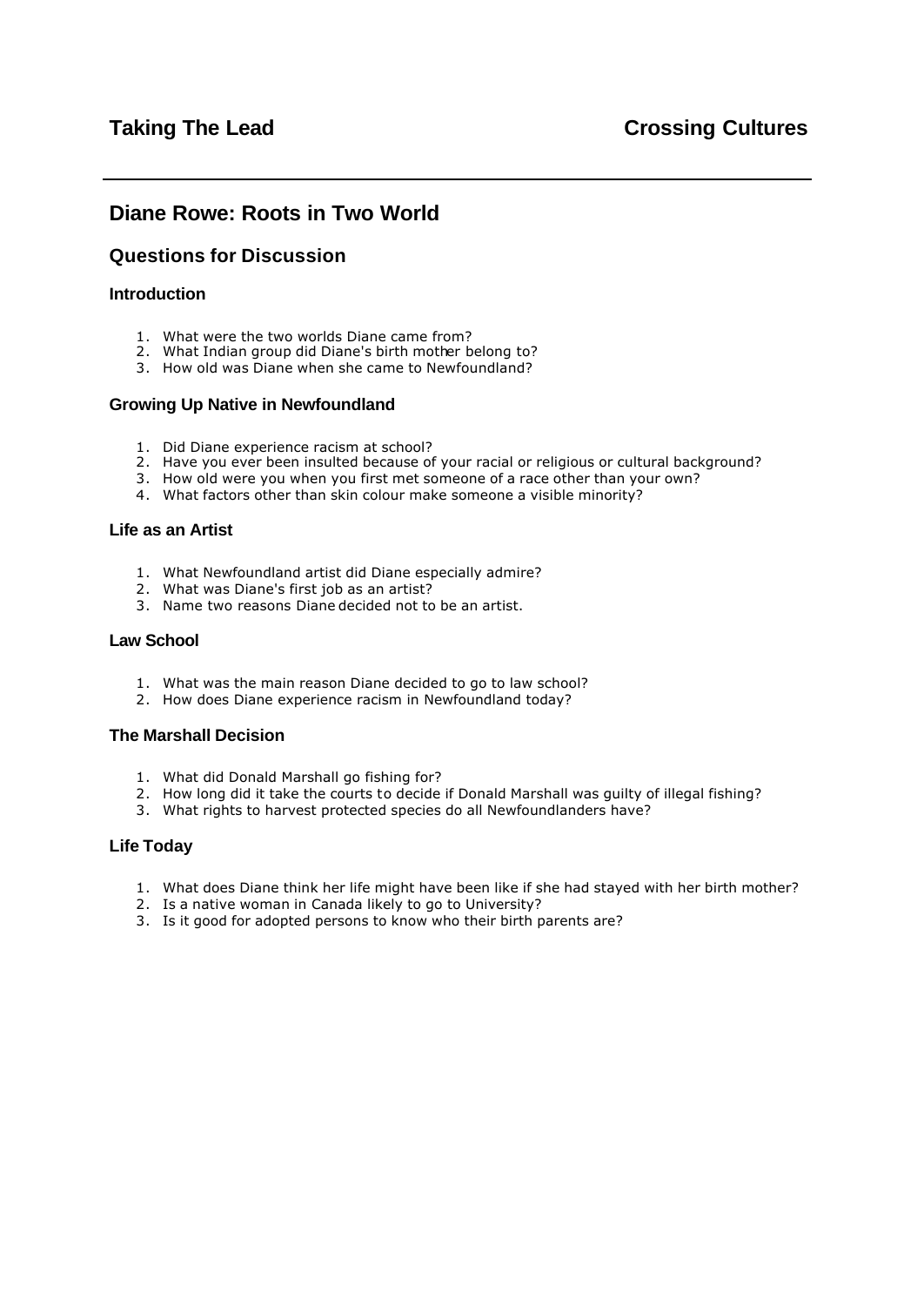**Taking The Lead** **Crossing Cultures**

## Diane Rowe: Roots in Two World

### Questions for Discussion

#### Introduction

1. What were the two worlds Diane came from?
2. What Indian group did Diane's birth mother belong to?
3. How old was Diane when she came to Newfoundland?

#### Growing Up Native in Newfoundland

1. Did Diane experience racism at school?
2. Have you ever been insulted because of your racial or religious or cultural background?
3. How old were you when you first met someone of a race other than your own?
4. What factors other than skin colour make someone a visible minority?

#### Life as an Artist

1. What Newfoundland artist did Diane especially admire?
2. What was Diane's first job as an artist?
3. Name two reasons Diane decided not to be an artist.

#### Law School

1. What was the main reason Diane decided to go to law school?
2. How does Diane experience racism in Newfoundland today?

#### The Marshall Decision

1. What did Donald Marshall go fishing for?
2. How long did it take the courts to decide if Donald Marshall was guilty of illegal fishing?
3. What rights to harvest protected species do all Newfoundlanders have?

#### Life Today

1. What does Diane think her life might have been like if she had stayed with her birth mother?
2. Is a native woman in Canada likely to go to University?
3. Is it good for adopted persons to know who their birth parents are?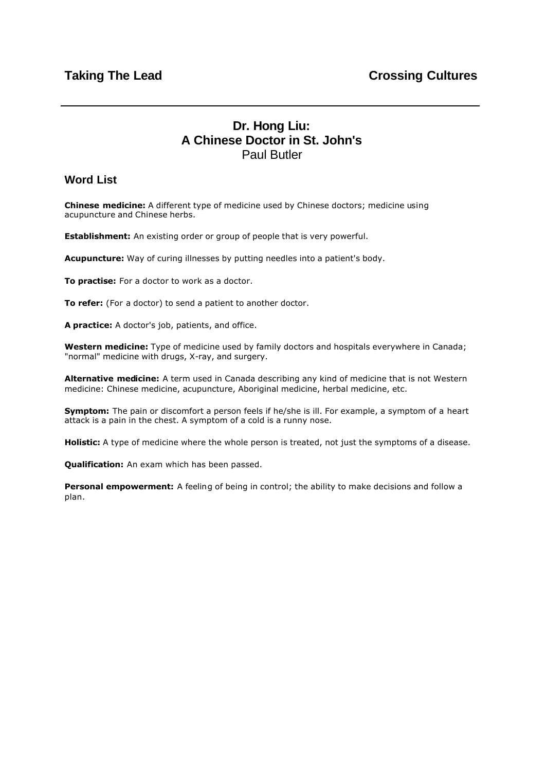# Dr. Hong Liu: A Chinese Doctor in St. John's

Paul Butler

## Word List

**Chinese medicine:** A different type of medicine used by Chinese doctors; medicine using acupuncture and Chinese herbs.

**Establishment:** An existing order or group of people that is very powerful.

**Acupuncture:** Way of curing illnesses by putting needles into a patient's body.

**To practise:** For a doctor to work as a doctor.

**To refer:** (For a doctor) to send a patient to another doctor.

**A practice:** A doctor's job, patients, and office.

**Western medicine:** Type of medicine used by family doctors and hospitals everywhere in Canada; "normal" medicine with drugs, X-ray, and surgery.

**Alternative medicine:** A term used in Canada describing any kind of medicine that is not Western medicine: Chinese medicine, acupuncture, Aboriginal medicine, herbal medicine, etc.

**Symptom:** The pain or discomfort a person feels if he/she is ill. For example, a symptom of a heart attack is a pain in the chest. A symptom of a cold is a runny nose.

**Holistic:** A type of medicine where the whole person is treated, not just the symptoms of a disease.

**Qualification:** An exam which has been passed.

**Personal empowerment:** A feeling of being in control; the ability to make decisions and follow a plan.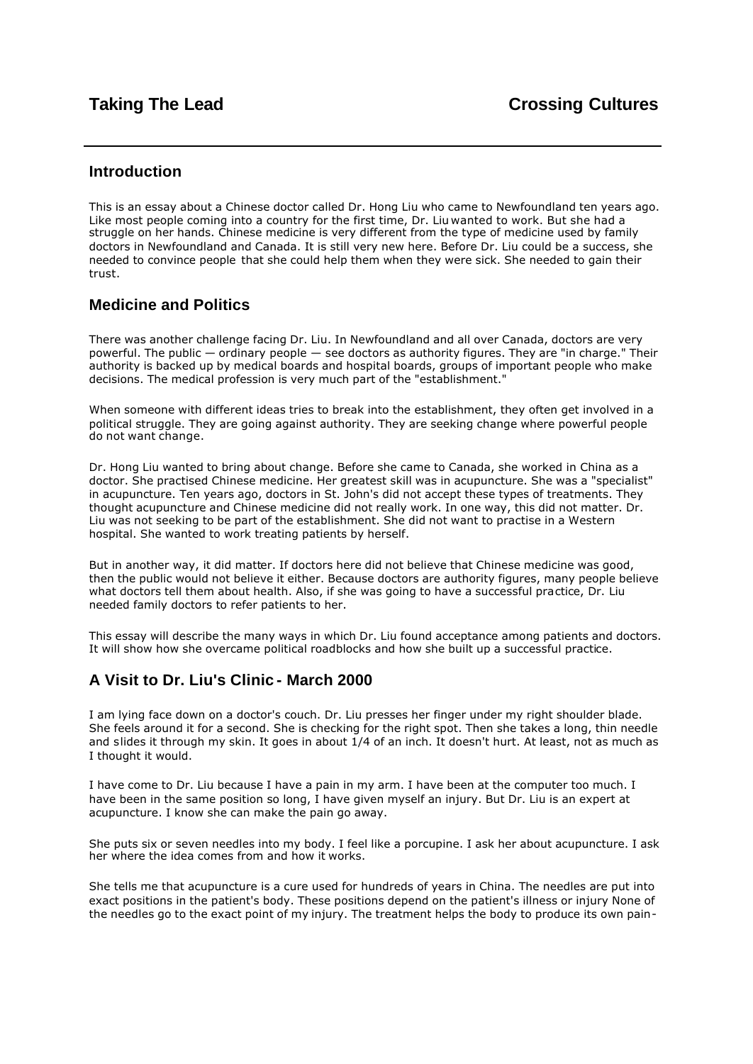## Taking The Lead — Crossing Cultures

### Introduction

This is an essay about a Chinese doctor called Dr. Hong Liu who came to Newfoundland ten years ago. Like most people coming into a country for the first time, Dr. Liu wanted to work. But she had a struggle on her hands. Chinese medicine is very different from the type of medicine used by family doctors in Newfoundland and Canada. It is still very new here. Before Dr. Liu could be a success, she needed to convince people that she could help them when they were sick. She needed to gain their trust.

### Medicine and Politics

There was another challenge facing Dr. Liu. In Newfoundland and all over Canada, doctors are very powerful. The public — ordinary people — see doctors as authority figures. They are "in charge." Their authority is backed up by medical boards and hospital boards, groups of important people who make decisions. The medical profession is very much part of the "establishment."

When someone with different ideas tries to break into the establishment, they often get involved in a political struggle. They are going against authority. They are seeking change where powerful people do not want change.

Dr. Hong Liu wanted to bring about change. Before she came to Canada, she worked in China as a doctor. She practised Chinese medicine. Her greatest skill was in acupuncture. She was a "specialist" in acupuncture. Ten years ago, doctors in St. John's did not accept these types of treatments. They thought acupuncture and Chinese medicine did not really work. In one way, this did not matter. Dr. Liu was not seeking to be part of the establishment. She did not want to practise in a Western hospital. She wanted to work treating patients by herself.

But in another way, it did matter. If doctors here did not believe that Chinese medicine was good, then the public would not believe it either. Because doctors are authority figures, many people believe what doctors tell them about health. Also, if she was going to have a successful practice, Dr. Liu needed family doctors to refer patients to her.

This essay will describe the many ways in which Dr. Liu found acceptance among patients and doctors. It will show how she overcame political roadblocks and how she built up a successful practice.

### A Visit to Dr. Liu's Clinic - March 2000

I am lying face down on a doctor's couch. Dr. Liu presses her finger under my right shoulder blade. She feels around it for a second. She is checking for the right spot. Then she takes a long, thin needle and slides it through my skin. It goes in about 1/4 of an inch. It doesn't hurt. At least, not as much as I thought it would.

I have come to Dr. Liu because I have a pain in my arm. I have been at the computer too much. I have been in the same position so long, I have given myself an injury. But Dr. Liu is an expert at acupuncture. I know she can make the pain go away.

She puts six or seven needles into my body. I feel like a porcupine. I ask her about acupuncture. I ask her where the idea comes from and how it works.

She tells me that acupuncture is a cure used for hundreds of years in China. The needles are put into exact positions in the patient's body. These positions depend on the patient's illness or injury None of the needles go to the exact point of my injury. The treatment helps the body to produce its own pain-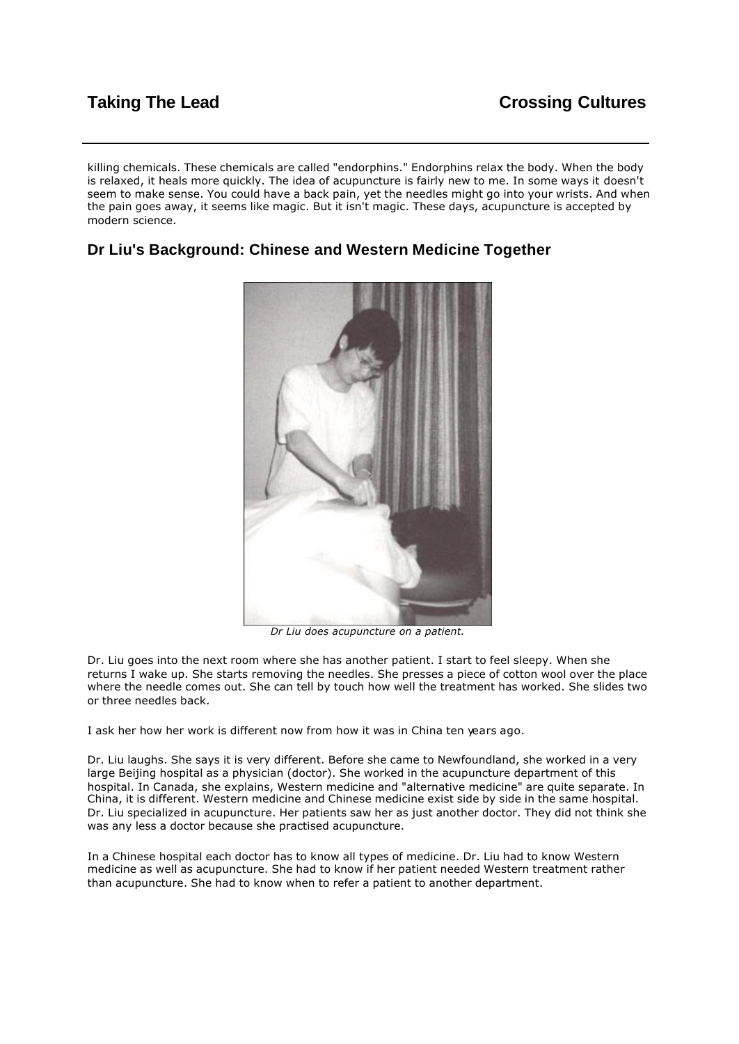killing chemicals. These chemicals are called "endorphins." Endorphins relax the body. When the body is relaxed, it heals more quickly. The idea of acupuncture is fairly new to me. In some ways it doesn't seem to make sense. You could have a back pain, yet the needles might go into your wrists. And when the pain goes away, it seems like magic. But it isn't magic. These days, acupuncture is accepted by modern science.

## Dr Liu's Background: Chinese and Western Medicine Together

*Dr Liu does acupuncture on a patient.*

Dr. Liu goes into the next room where she has another patient. I start to feel sleepy. When she returns I wake up. She starts removing the needles. She presses a piece of cotton wool over the place where the needle comes out. She can tell by touch how well the treatment has worked. She slides two or three needles back.

I ask her how her work is different now from how it was in China ten years ago.

Dr. Liu laughs. She says it is very different. Before she came to Newfoundland, she worked in a very large Beijing hospital as a physician (doctor). She worked in the acupuncture department of this hospital. In Canada, she explains, Western medicine and "alternative medicine" are quite separate. In China, it is different. Western medicine and Chinese medicine exist side by side in the same hospital. Dr. Liu specialized in acupuncture. Her patients saw her as just another doctor. They did not think she was any less a doctor because she practised acupuncture.

In a Chinese hospital each doctor has to know all types of medicine. Dr. Liu had to know Western medicine as well as acupuncture. She had to know if her patient needed Western treatment rather than acupuncture. She had to know when to refer a patient to another department.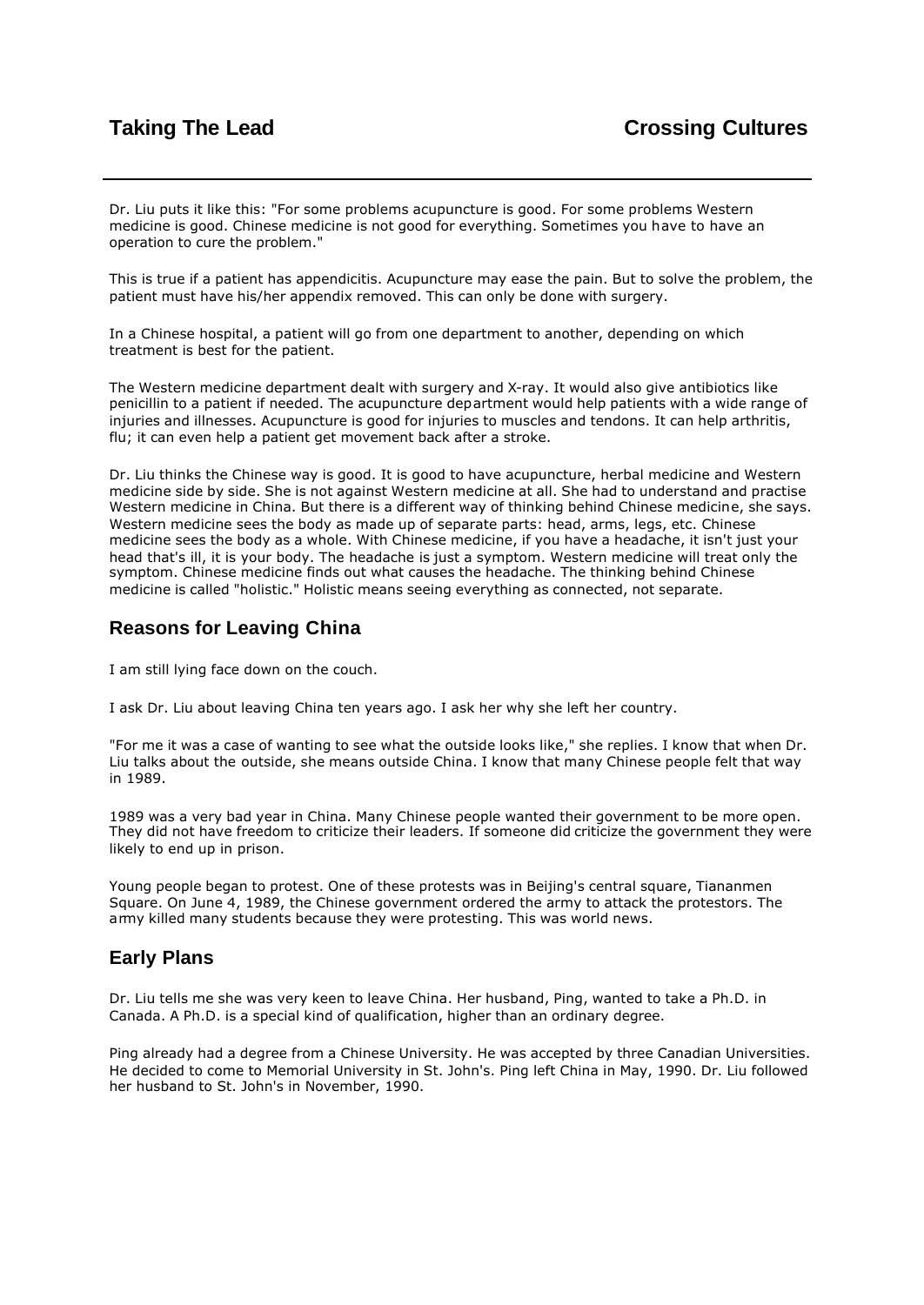Dr. Liu puts it like this: "For some problems acupuncture is good. For some problems Western medicine is good. Chinese medicine is not good for everything. Sometimes you have to have an operation to cure the problem."

This is true if a patient has appendicitis. Acupuncture may ease the pain. But to solve the problem, the patient must have his/her appendix removed. This can only be done with surgery.

In a Chinese hospital, a patient will go from one department to another, depending on which treatment is best for the patient.

The Western medicine department dealt with surgery and X-ray. It would also give antibiotics like penicillin to a patient if needed. The acupuncture department would help patients with a wide range of injuries and illnesses. Acupuncture is good for injuries to muscles and tendons. It can help arthritis, flu; it can even help a patient get movement back after a stroke.

Dr. Liu thinks the Chinese way is good. It is good to have acupuncture, herbal medicine and Western medicine side by side. She is not against Western medicine at all. She had to understand and practise Western medicine in China. But there is a different way of thinking behind Chinese medicine, she says. Western medicine sees the body as made up of separate parts: head, arms, legs, etc. Chinese medicine sees the body as a whole. With Chinese medicine, if you have a headache, it isn't just your head that's ill, it is your body. The headache is just a symptom. Western medicine will treat only the symptom. Chinese medicine finds out what causes the headache. The thinking behind Chinese medicine is called "holistic." Holistic means seeing everything as connected, not separate.

## Reasons for Leaving China

I am still lying face down on the couch.

I ask Dr. Liu about leaving China ten years ago. I ask her why she left her country.

"For me it was a case of wanting to see what the outside looks like," she replies. I know that when Dr. Liu talks about the outside, she means outside China. I know that many Chinese people felt that way in 1989.

1989 was a very bad year in China. Many Chinese people wanted their government to be more open. They did not have freedom to criticize their leaders. If someone did criticize the government they were likely to end up in prison.

Young people began to protest. One of these protests was in Beijing's central square, Tiananmen Square. On June 4, 1989, the Chinese government ordered the army to attack the protestors. The army killed many students because they were protesting. This was world news.

## Early Plans

Dr. Liu tells me she was very keen to leave China. Her husband, Ping, wanted to take a Ph.D. in Canada. A Ph.D. is a special kind of qualification, higher than an ordinary degree.

Ping already had a degree from a Chinese University. He was accepted by three Canadian Universities. He decided to come to Memorial University in St. John's. Ping left China in May, 1990. Dr. Liu followed her husband to St. John's in November, 1990.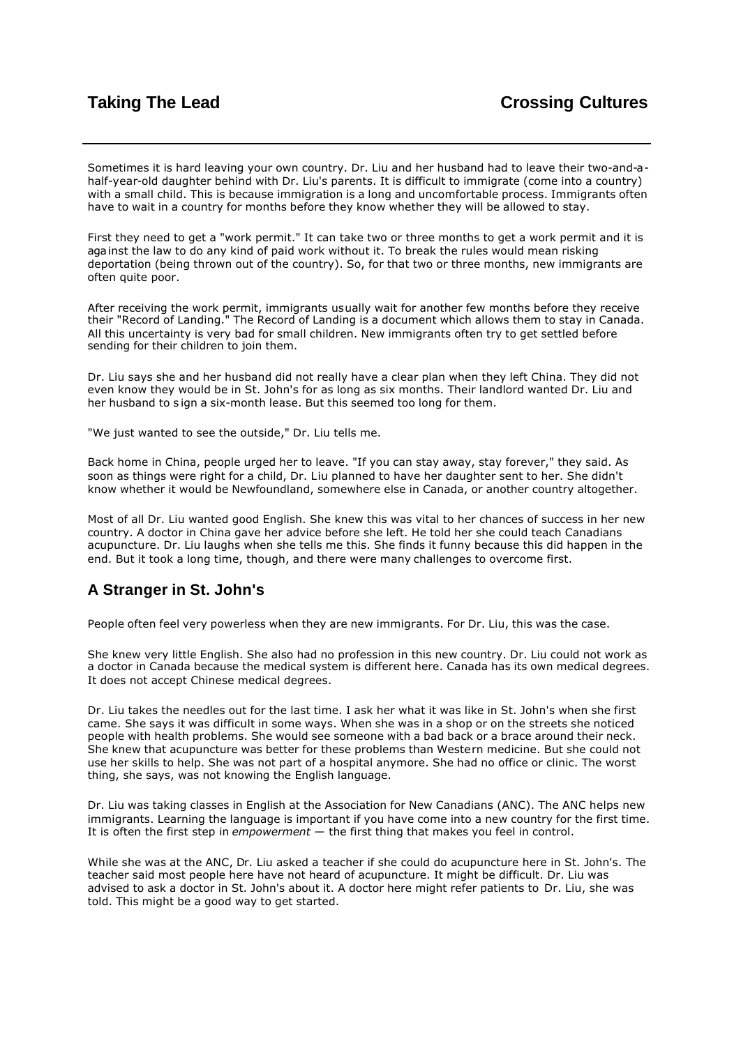Sometimes it is hard leaving your own country. Dr. Liu and her husband had to leave their two-and-a-half-year-old daughter behind with Dr. Liu's parents. It is difficult to immigrate (come into a country) with a small child. This is because immigration is a long and uncomfortable process. Immigrants often have to wait in a country for months before they know whether they will be allowed to stay.

First they need to get a "work permit." It can take two or three months to get a work permit and it is against the law to do any kind of paid work without it. To break the rules would mean risking deportation (being thrown out of the country). So, for that two or three months, new immigrants are often quite poor.

After receiving the work permit, immigrants usually wait for another few months before they receive their "Record of Landing." The Record of Landing is a document which allows them to stay in Canada. All this uncertainty is very bad for small children. New immigrants often try to get settled before sending for their children to join them.

Dr. Liu says she and her husband did not really have a clear plan when they left China. They did not even know they would be in St. John's for as long as six months. Their landlord wanted Dr. Liu and her husband to sign a six-month lease. But this seemed too long for them.

"We just wanted to see the outside," Dr. Liu tells me.

Back home in China, people urged her to leave. "If you can stay away, stay forever," they said. As soon as things were right for a child, Dr. Liu planned to have her daughter sent to her. She didn't know whether it would be Newfoundland, somewhere else in Canada, or another country altogether.

Most of all Dr. Liu wanted good English. She knew this was vital to her chances of success in her new country. A doctor in China gave her advice before she left. He told her she could teach Canadians acupuncture. Dr. Liu laughs when she tells me this. She finds it funny because this did happen in the end. But it took a long time, though, and there were many challenges to overcome first.

## A Stranger in St. John's

People often feel very powerless when they are new immigrants. For Dr. Liu, this was the case.

She knew very little English. She also had no profession in this new country. Dr. Liu could not work as a doctor in Canada because the medical system is different here. Canada has its own medical degrees. It does not accept Chinese medical degrees.

Dr. Liu takes the needles out for the last time. I ask her what it was like in St. John's when she first came. She says it was difficult in some ways. When she was in a shop or on the streets she noticed people with health problems. She would see someone with a bad back or a brace around their neck. She knew that acupuncture was better for these problems than Western medicine. But she could not use her skills to help. She was not part of a hospital anymore. She had no office or clinic. The worst thing, she says, was not knowing the English language.

Dr. Liu was taking classes in English at the Association for New Canadians (ANC). The ANC helps new immigrants. Learning the language is important if you have come into a new country for the first time. It is often the first step in *empowerment* — the first thing that makes you feel in control.

While she was at the ANC, Dr. Liu asked a teacher if she could do acupuncture here in St. John's. The teacher said most people here have not heard of acupuncture. It might be difficult. Dr. Liu was advised to ask a doctor in St. John's about it. A doctor here might refer patients to Dr. Liu, she was told. This might be a good way to get started.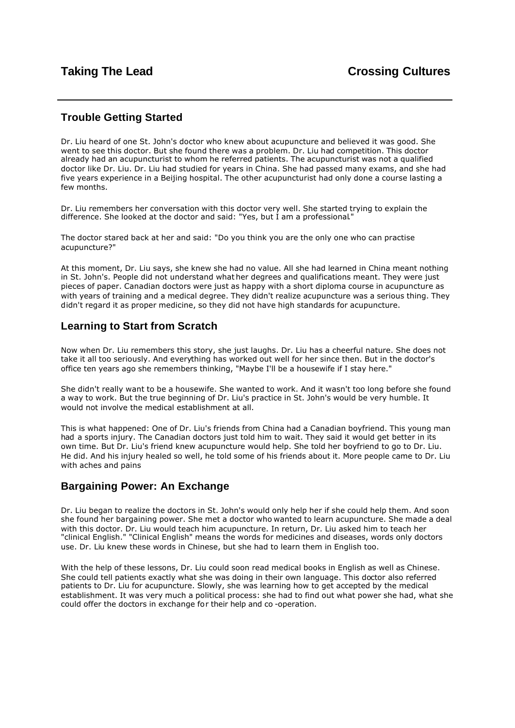## Trouble Getting Started

Dr. Liu heard of one St. John's doctor who knew about acupuncture and believed it was good. She went to see this doctor. But she found there was a problem. Dr. Liu had competition. This doctor already had an acupuncturist to whom he referred patients. The acupuncturist was not a qualified doctor like Dr. Liu. Dr. Liu had studied for years in China. She had passed many exams, and she had five years experience in a Beijing hospital. The other acupuncturist had only done a course lasting a few months.

Dr. Liu remembers her conversation with this doctor very well. She started trying to explain the difference. She looked at the doctor and said: "Yes, but I am a professional."

The doctor stared back at her and said: "Do you think you are the only one who can practise acupuncture?"

At this moment, Dr. Liu says, she knew she had no value. All she had learned in China meant nothing in St. John's. People did not understand what her degrees and qualifications meant. They were just pieces of paper. Canadian doctors were just as happy with a short diploma course in acupuncture as with years of training and a medical degree. They didn't realize acupuncture was a serious thing. They didn't regard it as proper medicine, so they did not have high standards for acupuncture.

## Learning to Start from Scratch

Now when Dr. Liu remembers this story, she just laughs. Dr. Liu has a cheerful nature. She does not take it all too seriously. And everything has worked out well for her since then. But in the doctor's office ten years ago she remembers thinking, "Maybe I'll be a housewife if I stay here."

She didn't really want to be a housewife. She wanted to work. And it wasn't too long before she found a way to work. But the true beginning of Dr. Liu's practice in St. John's would be very humble. It would not involve the medical establishment at all.

This is what happened: One of Dr. Liu's friends from China had a Canadian boyfriend. This young man had a sports injury. The Canadian doctors just told him to wait. They said it would get better in its own time. But Dr. Liu's friend knew acupuncture would help. She told her boyfriend to go to Dr. Liu. He did. And his injury healed so well, he told some of his friends about it. More people came to Dr. Liu with aches and pains

## Bargaining Power: An Exchange

Dr. Liu began to realize the doctors in St. John's would only help her if she could help them. And soon she found her bargaining power. She met a doctor who wanted to learn acupuncture. She made a deal with this doctor. Dr. Liu would teach him acupuncture. In return, Dr. Liu asked him to teach her "clinical English." "Clinical English" means the words for medicines and diseases, words only doctors use. Dr. Liu knew these words in Chinese, but she had to learn them in English too.

With the help of these lessons, Dr. Liu could soon read medical books in English as well as Chinese. She could tell patients exactly what she was doing in their own language. This doctor also referred patients to Dr. Liu for acupuncture. Slowly, she was learning how to get accepted by the medical establishment. It was very much a political process: she had to find out what power she had, what she could offer the doctors in exchange for their help and co-operation.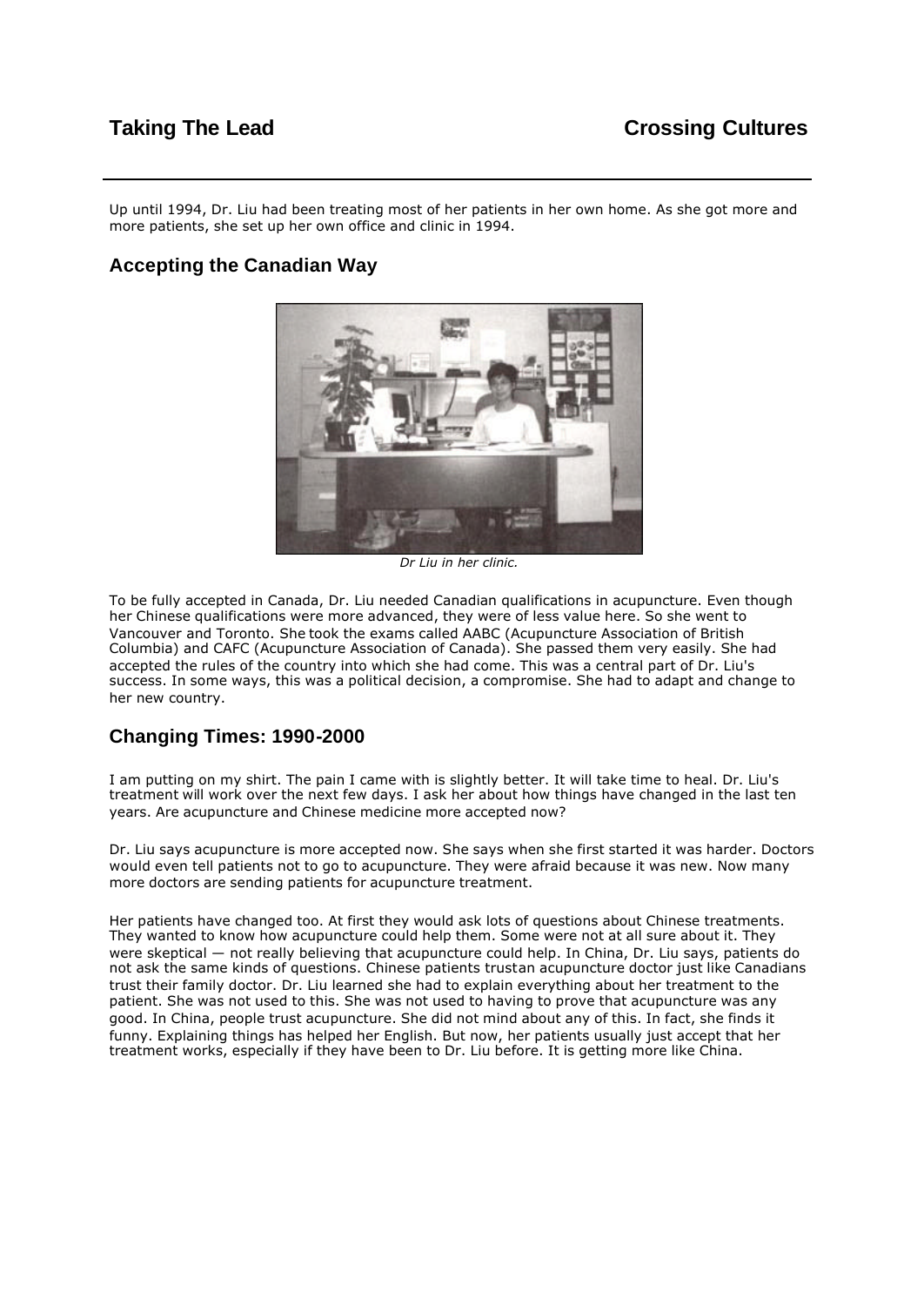Up until 1994, Dr. Liu had been treating most of her patients in her own home. As she got more and more patients, she set up her own office and clinic in 1994.

## Accepting the Canadian Way

*Dr Liu in her clinic.*

To be fully accepted in Canada, Dr. Liu needed Canadian qualifications in acupuncture. Even though her Chinese qualifications were more advanced, they were of less value here. So she went to Vancouver and Toronto. She took the exams called AABC (Acupuncture Association of British Columbia) and CAFC (Acupuncture Association of Canada). She passed them very easily. She had accepted the rules of the country into which she had come. This was a central part of Dr. Liu's success. In some ways, this was a political decision, a compromise. She had to adapt and change to her new country.

## Changing Times: 1990-2000

I am putting on my shirt. The pain I came with is slightly better. It will take time to heal. Dr. Liu's treatment will work over the next few days. I ask her about how things have changed in the last ten years. Are acupuncture and Chinese medicine more accepted now?

Dr. Liu says acupuncture is more accepted now. She says when she first started it was harder. Doctors would even tell patients not to go to acupuncture. They were afraid because it was new. Now many more doctors are sending patients for acupuncture treatment.

Her patients have changed too. At first they would ask lots of questions about Chinese treatments. They wanted to know how acupuncture could help them. Some were not at all sure about it. They were skeptical — not really believing that acupuncture could help. In China, Dr. Liu says, patients do not ask the same kinds of questions. Chinese patients trust an acupuncture doctor just like Canadians trust their family doctor. Dr. Liu learned she had to explain everything about her treatment to the patient. She was not used to this. She was not used to having to prove that acupuncture was any good. In China, people trust acupuncture. She did not mind about any of this. In fact, she finds it funny. Explaining things has helped her English. But now, her patients usually just accept that her treatment works, especially if they have been to Dr. Liu before. It is getting more like China.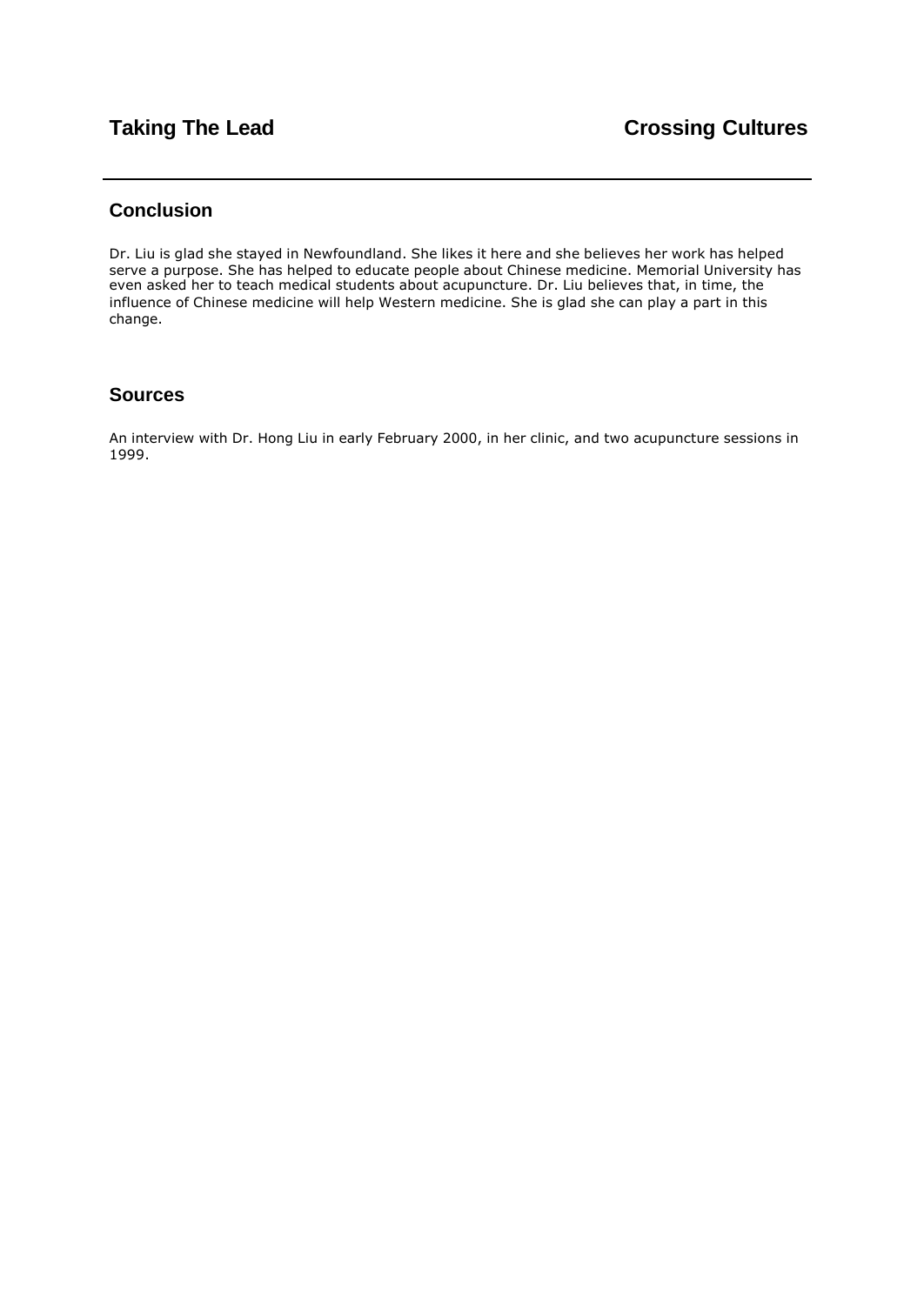## Conclusion

Dr. Liu is glad she stayed in Newfoundland. She likes it here and she believes her work has helped serve a purpose. She has helped to educate people about Chinese medicine. Memorial University has even asked her to teach medical students about acupuncture. Dr. Liu believes that, in time, the influence of Chinese medicine will help Western medicine. She is glad she can play a part in this change.

## Sources

An interview with Dr. Hong Liu in early February 2000, in her clinic, and two acupuncture sessions in 1999.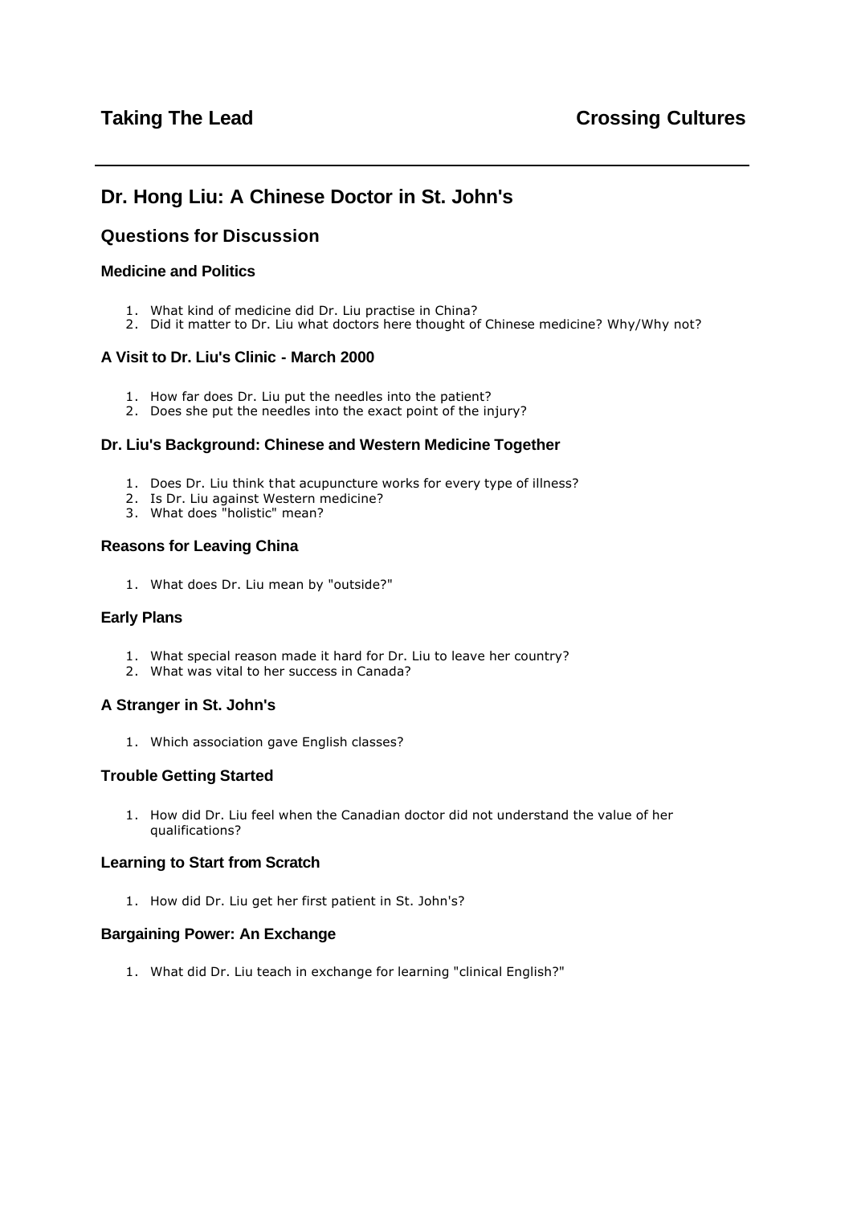# Dr. Hong Liu: A Chinese Doctor in St. John's

## Questions for Discussion

### Medicine and Politics

1. What kind of medicine did Dr. Liu practise in China?
2. Did it matter to Dr. Liu what doctors here thought of Chinese medicine? Why/Why not?

### A Visit to Dr. Liu's Clinic - March 2000

1. How far does Dr. Liu put the needles into the patient?
2. Does she put the needles into the exact point of the injury?

### Dr. Liu's Background: Chinese and Western Medicine Together

1. Does Dr. Liu think that acupuncture works for every type of illness?
2. Is Dr. Liu against Western medicine?
3. What does "holistic" mean?

### Reasons for Leaving China

1. What does Dr. Liu mean by "outside?"

### Early Plans

1. What special reason made it hard for Dr. Liu to leave her country?
2. What was vital to her success in Canada?

### A Stranger in St. John's

1. Which association gave English classes?

### Trouble Getting Started

1. How did Dr. Liu feel when the Canadian doctor did not understand the value of her qualifications?

### Learning to Start from Scratch

1. How did Dr. Liu get her first patient in St. John's?

### Bargaining Power: An Exchange

1. What did Dr. Liu teach in exchange for learning "clinical English?"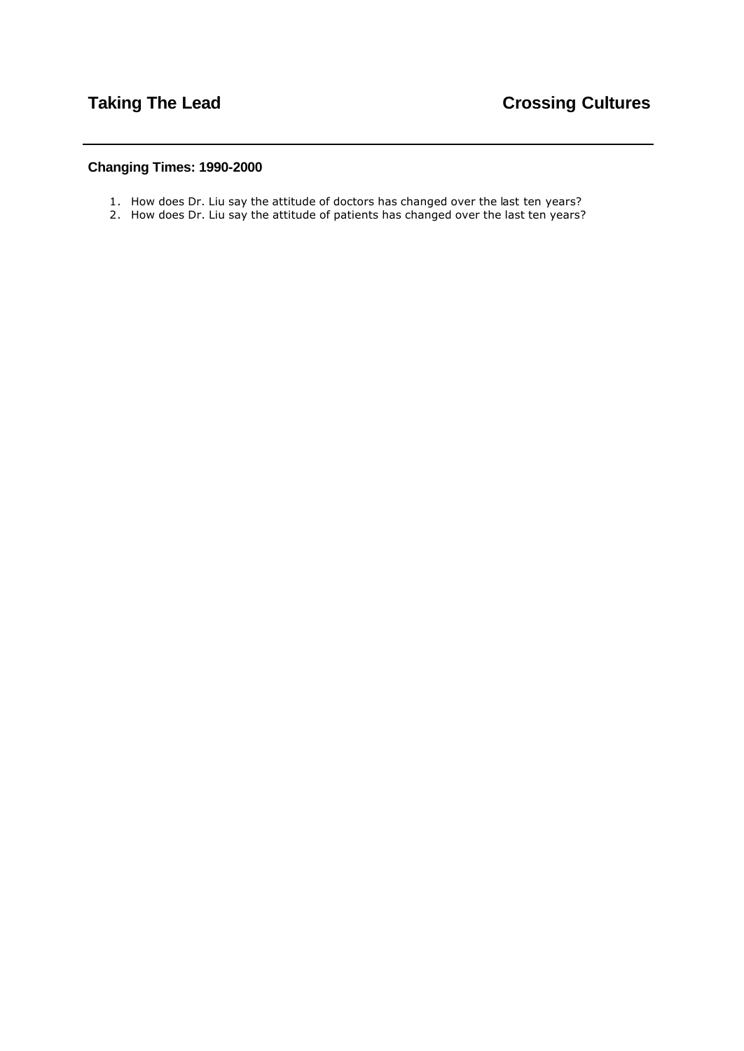## Changing Times: 1990-2000

1. How does Dr. Liu say the attitude of doctors has changed over the last ten years?
2. How does Dr. Liu say the attitude of patients has changed over the last ten years?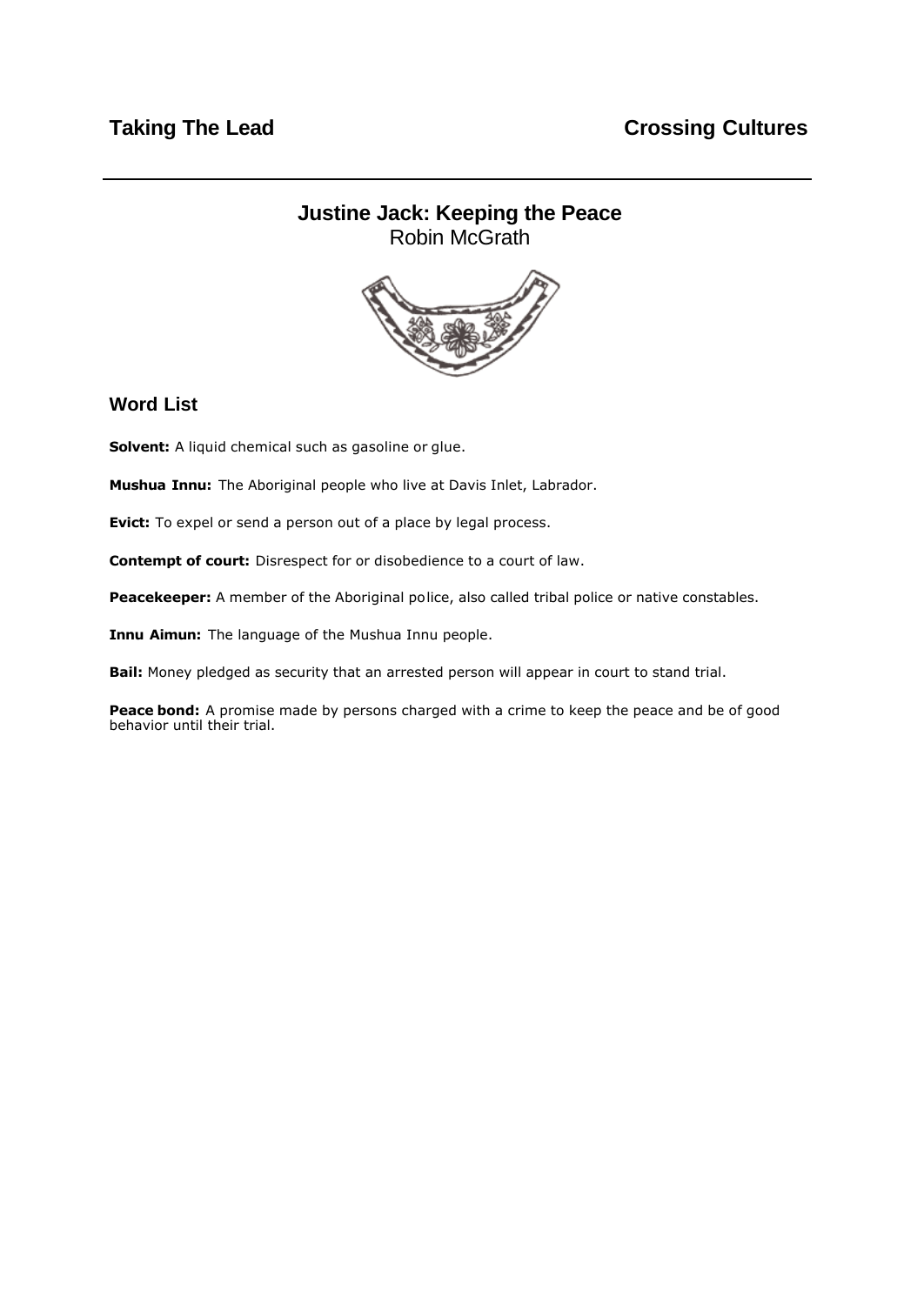# Justine Jack: Keeping the Peace

Robin McGrath

## Word List

**Solvent:** A liquid chemical such as gasoline or glue.

**Mushua Innu:** The Aboriginal people who live at Davis Inlet, Labrador.

**Evict:** To expel or send a person out of a place by legal process.

**Contempt of court:** Disrespect for or disobedience to a court of law.

**Peacekeeper:** A member of the Aboriginal police, also called tribal police or native constables.

**Innu Aimun:** The language of the Mushua Innu people.

**Bail:** Money pledged as security that an arrested person will appear in court to stand trial.

**Peace bond:** A promise made by persons charged with a crime to keep the peace and be of good behavior until their trial.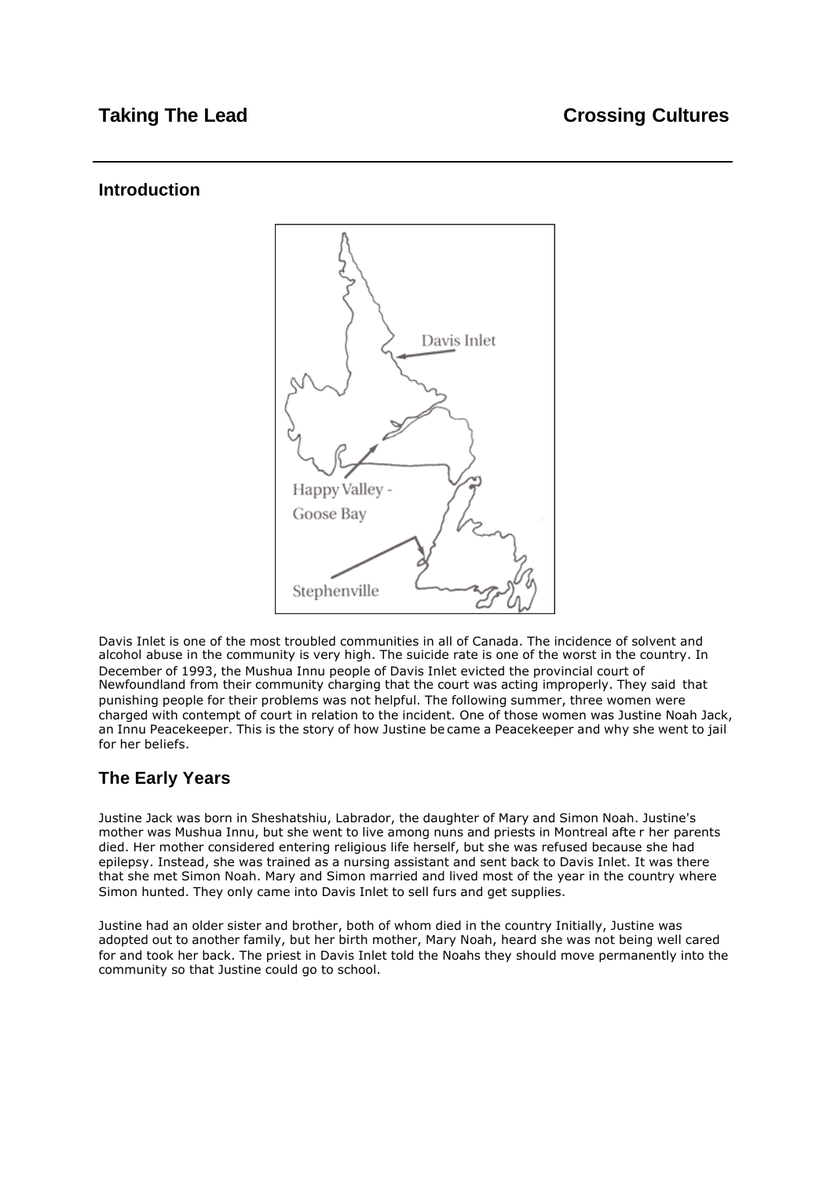## Taking The Lead

## Crossing Cultures

### Introduction

Davis Inlet is one of the most troubled communities in all of Canada. The incidence of solvent and alcohol abuse in the community is very high. The suicide rate is one of the worst in the country. In December of 1993, the Mushua Innu people of Davis Inlet evicted the provincial court of Newfoundland from their community charging that the court was acting improperly. They said that punishing people for their problems was not helpful. The following summer, three women were charged with contempt of court in relation to the incident. One of those women was Justine Noah Jack, an Innu Peacekeeper. This is the story of how Justine became a Peacekeeper and why she went to jail for her beliefs.

### The Early Years

Justine Jack was born in Sheshatshiu, Labrador, the daughter of Mary and Simon Noah. Justine's mother was Mushua Innu, but she went to live among nuns and priests in Montreal after her parents died. Her mother considered entering religious life herself, but she was refused because she had epilepsy. Instead, she was trained as a nursing assistant and sent back to Davis Inlet. It was there that she met Simon Noah. Mary and Simon married and lived most of the year in the country where Simon hunted. They only came into Davis Inlet to sell furs and get supplies.

Justine had an older sister and brother, both of whom died in the country Initially, Justine was adopted out to another family, but her birth mother, Mary Noah, heard she was not being well cared for and took her back. The priest in Davis Inlet told the Noahs they should move permanently into the community so that Justine could go to school.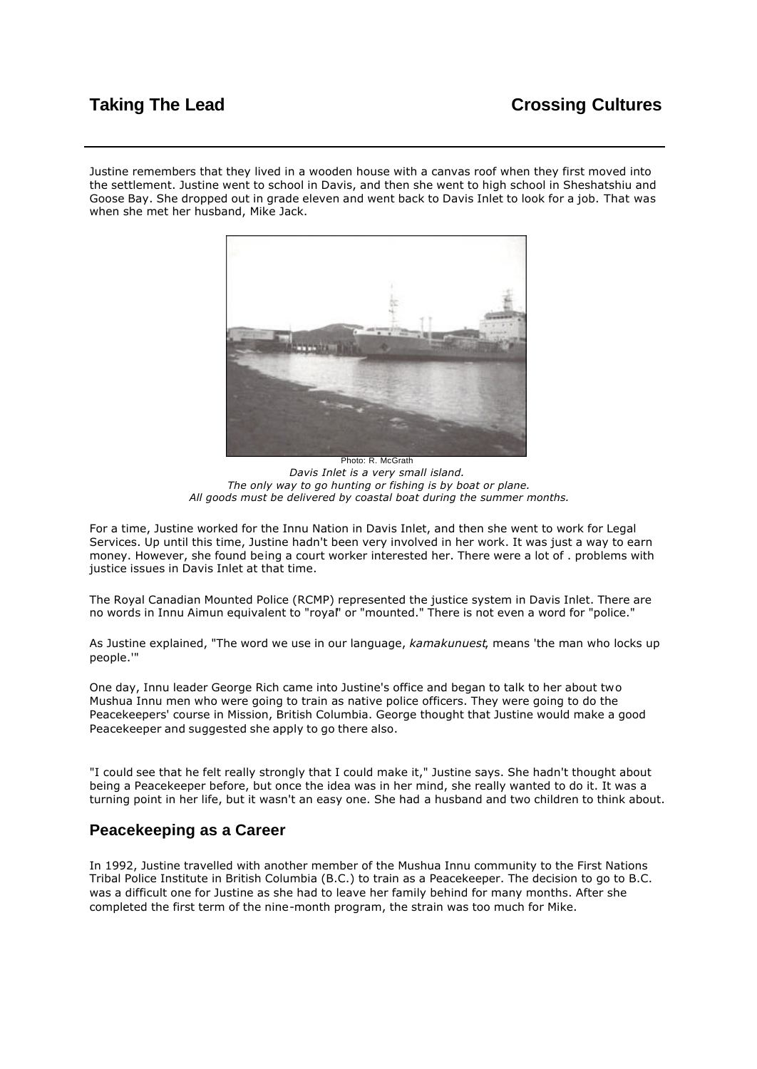Justine remembers that they lived in a wooden house with a canvas roof when they first moved into the settlement. Justine went to school in Davis, and then she went to high school in Sheshatshiu and Goose Bay. She dropped out in grade eleven and went back to Davis Inlet to look for a job. That was when she met her husband, Mike Jack.

Photo: R. McGrath

*Davis Inlet is a very small island.*
*The only way to go hunting or fishing is by boat or plane.*
*All goods must be delivered by coastal boat during the summer months.*

For a time, Justine worked for the Innu Nation in Davis Inlet, and then she went to work for Legal Services. Up until this time, Justine hadn't been very involved in her work. It was just a way to earn money. However, she found being a court worker interested her. There were a lot of . problems with justice issues in Davis Inlet at that time.

The Royal Canadian Mounted Police (RCMP) represented the justice system in Davis Inlet. There are no words in Innu Aimun equivalent to "royal" or "mounted." There is not even a word for "police."

As Justine explained, "The word we use in our language, *kamakunuest*, means 'the man who locks up people.'"

One day, Innu leader George Rich came into Justine's office and began to talk to her about two Mushua Innu men who were going to train as native police officers. They were going to do the Peacekeepers' course in Mission, British Columbia. George thought that Justine would make a good Peacekeeper and suggested she apply to go there also.

"I could see that he felt really strongly that I could make it," Justine says. She hadn't thought about being a Peacekeeper before, but once the idea was in her mind, she really wanted to do it. It was a turning point in her life, but it wasn't an easy one. She had a husband and two children to think about.

## Peacekeeping as a Career

In 1992, Justine travelled with another member of the Mushua Innu community to the First Nations Tribal Police Institute in British Columbia (B.C.) to train as a Peacekeeper. The decision to go to B.C. was a difficult one for Justine as she had to leave her family behind for many months. After she completed the first term of the nine-month program, the strain was too much for Mike.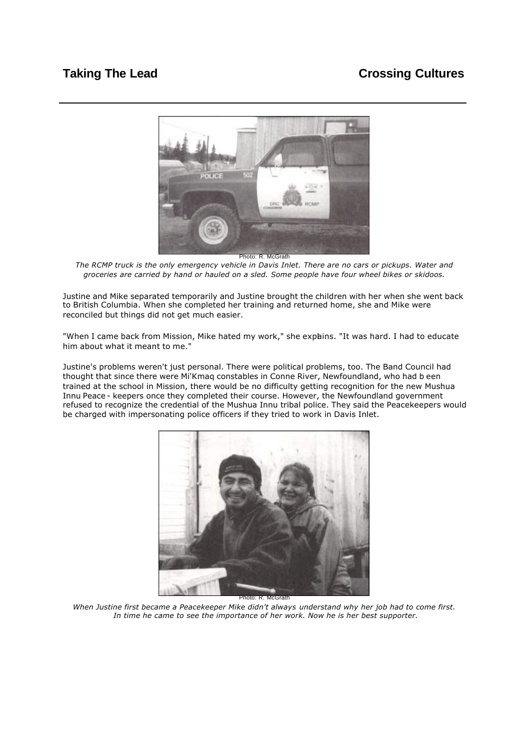Photo: R. McGrath

*The RCMP truck is the only emergency vehicle in Davis Inlet. There are no cars or pickups. Water and groceries are carried by hand or hauled on a sled. Some people have four wheel bikes or skidoos.*

Justine and Mike separated temporarily and Justine brought the children with her when she went back to British Columbia. When she completed her training and returned home, she and Mike were reconciled but things did not get much easier.

"When I came back from Mission, Mike hated my work," she explains. "It was hard. I had to educate him about what it meant to me."

Justine's problems weren't just personal. There were political problems, too. The Band Council had thought that since there were Mi'Kmaq constables in Conne River, Newfoundland, who had been trained at the school in Mission, there would be no difficulty getting recognition for the new Mushua Innu Peace-keepers once they completed their course. However, the Newfoundland government refused to recognize the credential of the Mushua Innu tribal police. They said the Peacekeepers would be charged with impersonating police officers if they tried to work in Davis Inlet.

Photo: R. McGrath

*When Justine first became a Peacekeeper Mike didn't always understand why her job had to come first. In time he came to see the importance of her work. Now he is her best supporter.*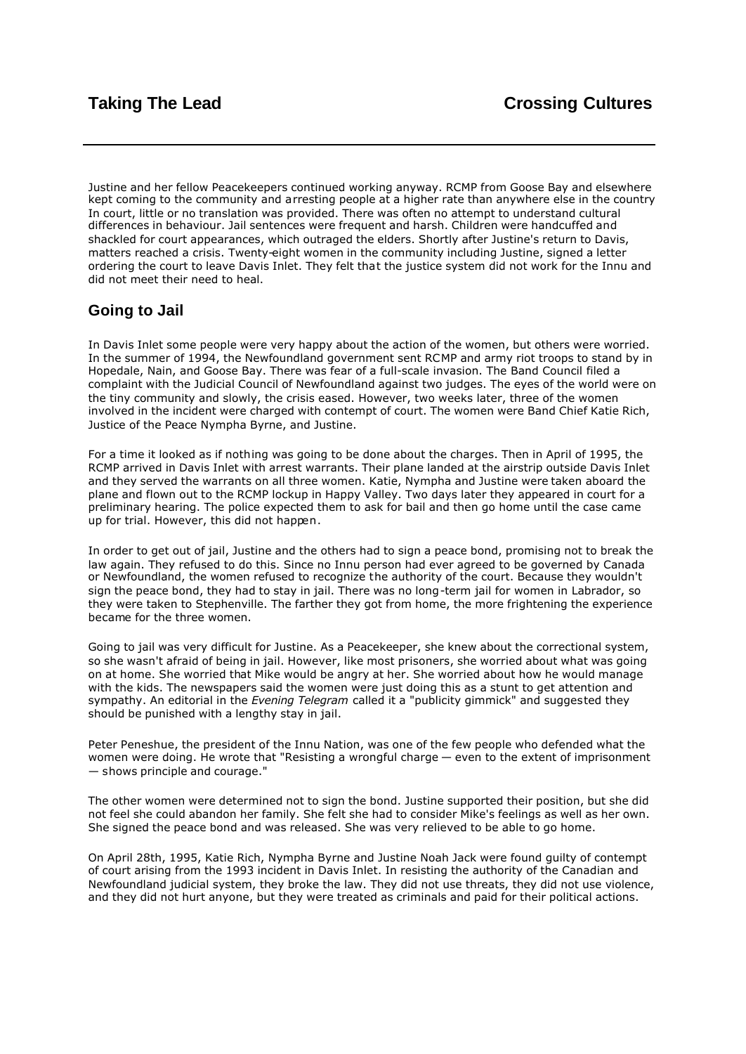Justine and her fellow Peacekeepers continued working anyway. RCMP from Goose Bay and elsewhere kept coming to the community and arresting people at a higher rate than anywhere else in the country In court, little or no translation was provided. There was often no attempt to understand cultural differences in behaviour. Jail sentences were frequent and harsh. Children were handcuffed and shackled for court appearances, which outraged the elders. Shortly after Justine's return to Davis, matters reached a crisis. Twenty-eight women in the community including Justine, signed a letter ordering the court to leave Davis Inlet. They felt that the justice system did not work for the Innu and did not meet their need to heal.

## Going to Jail

In Davis Inlet some people were very happy about the action of the women, but others were worried. In the summer of 1994, the Newfoundland government sent RCMP and army riot troops to stand by in Hopedale, Nain, and Goose Bay. There was fear of a full-scale invasion. The Band Council filed a complaint with the Judicial Council of Newfoundland against two judges. The eyes of the world were on the tiny community and slowly, the crisis eased. However, two weeks later, three of the women involved in the incident were charged with contempt of court. The women were Band Chief Katie Rich, Justice of the Peace Nympha Byrne, and Justine.

For a time it looked as if nothing was going to be done about the charges. Then in April of 1995, the RCMP arrived in Davis Inlet with arrest warrants. Their plane landed at the airstrip outside Davis Inlet and they served the warrants on all three women. Katie, Nympha and Justine were taken aboard the plane and flown out to the RCMP lockup in Happy Valley. Two days later they appeared in court for a preliminary hearing. The police expected them to ask for bail and then go home until the case came up for trial. However, this did not happen.

In order to get out of jail, Justine and the others had to sign a peace bond, promising not to break the law again. They refused to do this. Since no Innu person had ever agreed to be governed by Canada or Newfoundland, the women refused to recognize the authority of the court. Because they wouldn't sign the peace bond, they had to stay in jail. There was no long-term jail for women in Labrador, so they were taken to Stephenville. The farther they got from home, the more frightening the experience became for the three women.

Going to jail was very difficult for Justine. As a Peacekeeper, she knew about the correctional system, so she wasn't afraid of being in jail. However, like most prisoners, she worried about what was going on at home. She worried that Mike would be angry at her. She worried about how he would manage with the kids. The newspapers said the women were just doing this as a stunt to get attention and sympathy. An editorial in the *Evening Telegram* called it a "publicity gimmick" and suggested they should be punished with a lengthy stay in jail.

Peter Peneshue, the president of the Innu Nation, was one of the few people who defended what the women were doing. He wrote that "Resisting a wrongful charge — even to the extent of imprisonment — shows principle and courage."

The other women were determined not to sign the bond. Justine supported their position, but she did not feel she could abandon her family. She felt she had to consider Mike's feelings as well as her own. She signed the peace bond and was released. She was very relieved to be able to go home.

On April 28th, 1995, Katie Rich, Nympha Byrne and Justine Noah Jack were found guilty of contempt of court arising from the 1993 incident in Davis Inlet. In resisting the authority of the Canadian and Newfoundland judicial system, they broke the law. They did not use threats, they did not use violence, and they did not hurt anyone, but they were treated as criminals and paid for their political actions.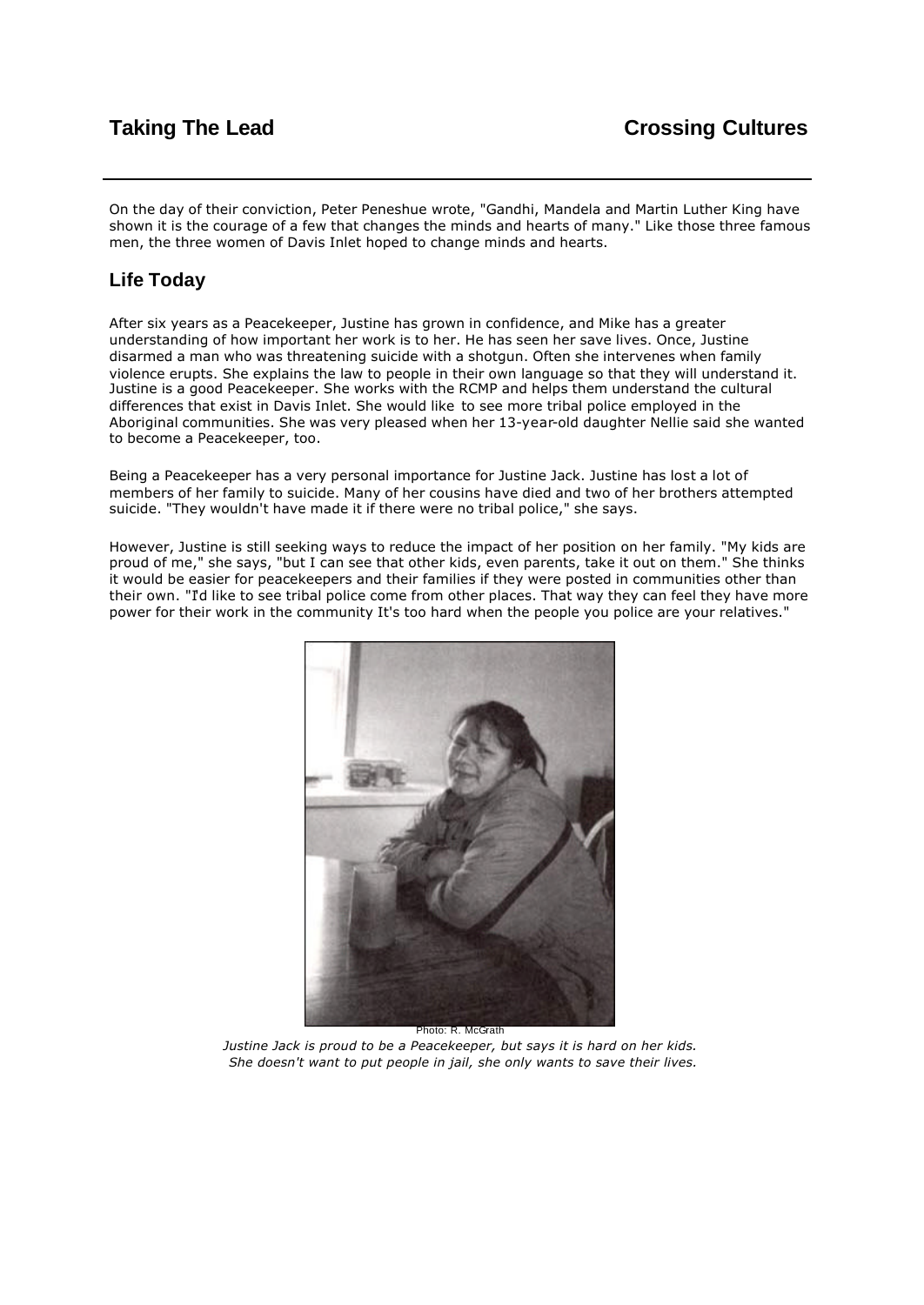On the day of their conviction, Peter Peneshue wrote, "Gandhi, Mandela and Martin Luther King have shown it is the courage of a few that changes the minds and hearts of many." Like those three famous men, the three women of Davis Inlet hoped to change minds and hearts.

## Life Today

After six years as a Peacekeeper, Justine has grown in confidence, and Mike has a greater understanding of how important her work is to her. He has seen her save lives. Once, Justine disarmed a man who was threatening suicide with a shotgun. Often she intervenes when family violence erupts. She explains the law to people in their own language so that they will understand it. Justine is a good Peacekeeper. She works with the RCMP and helps them understand the cultural differences that exist in Davis Inlet. She would like to see more tribal police employed in the Aboriginal communities. She was very pleased when her 13-year-old daughter Nellie said she wanted to become a Peacekeeper, too.

Being a Peacekeeper has a very personal importance for Justine Jack. Justine has lost a lot of members of her family to suicide. Many of her cousins have died and two of her brothers attempted suicide. "They wouldn't have made it if there were no tribal police," she says.

However, Justine is still seeking ways to reduce the impact of her position on her family. "My kids are proud of me," she says, "but I can see that other kids, even parents, take it out on them." She thinks it would be easier for peacekeepers and their families if they were posted in communities other than their own. "I'd like to see tribal police come from other places. That way they can feel they have more power for their work in the community It's too hard when the people you police are your relatives."

Photo: R. McGrath

*Justine Jack is proud to be a Peacekeeper, but says it is hard on her kids. She doesn't want to put people in jail, she only wants to save their lives.*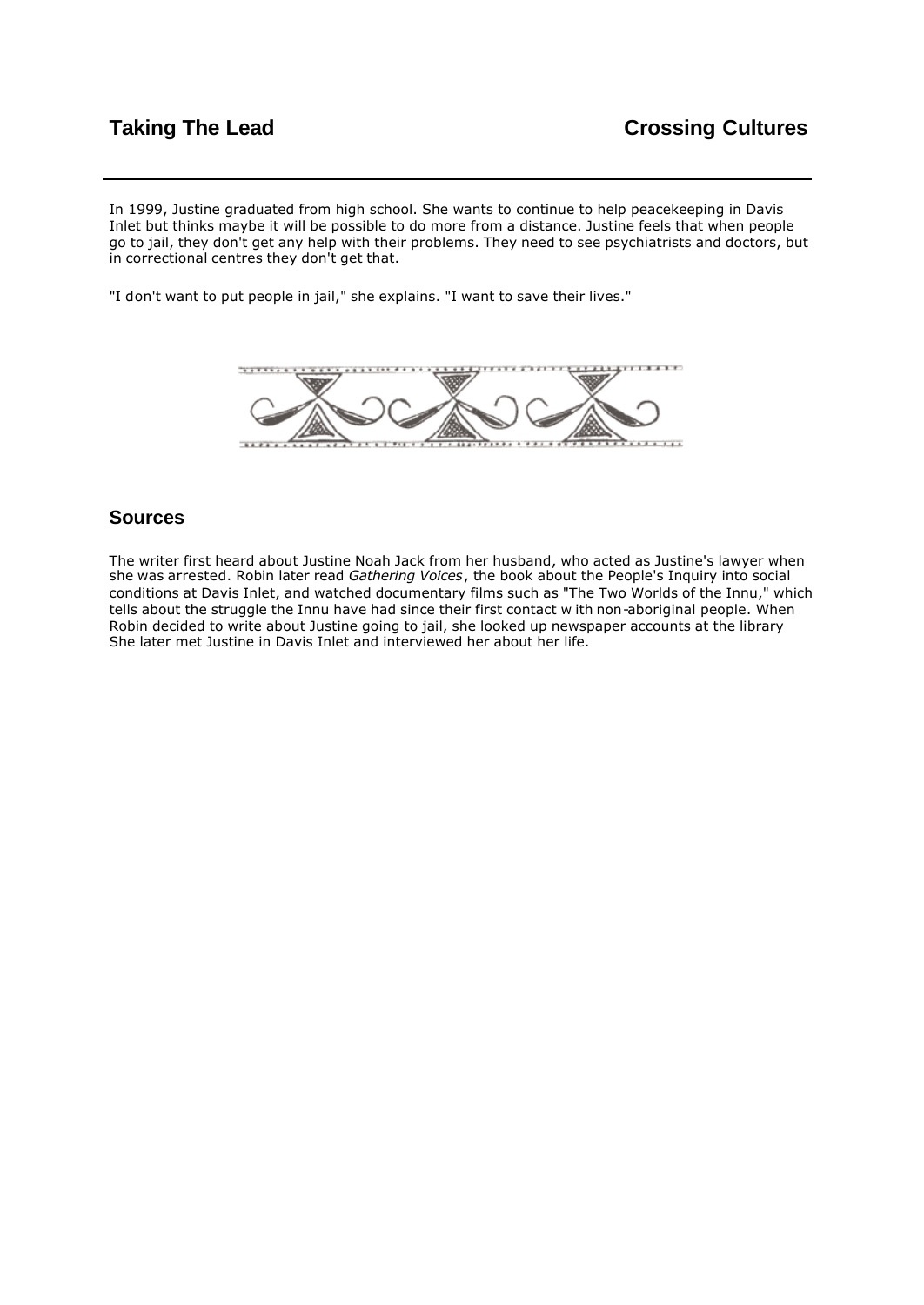In 1999, Justine graduated from high school. She wants to continue to help peacekeeping in Davis Inlet but thinks maybe it will be possible to do more from a distance. Justine feels that when people go to jail, they don't get any help with their problems. They need to see psychiatrists and doctors, but in correctional centres they don't get that.

"I don't want to put people in jail," she explains. "I want to save their lives."

## Sources

The writer first heard about Justine Noah Jack from her husband, who acted as Justine's lawyer when she was arrested. Robin later read *Gathering Voices*, the book about the People's Inquiry into social conditions at Davis Inlet, and watched documentary films such as "The Two Worlds of the Innu," which tells about the struggle the Innu have had since their first contact w ith non-aboriginal people. When Robin decided to write about Justine going to jail, she looked up newspaper accounts at the library She later met Justine in Davis Inlet and interviewed her about her life.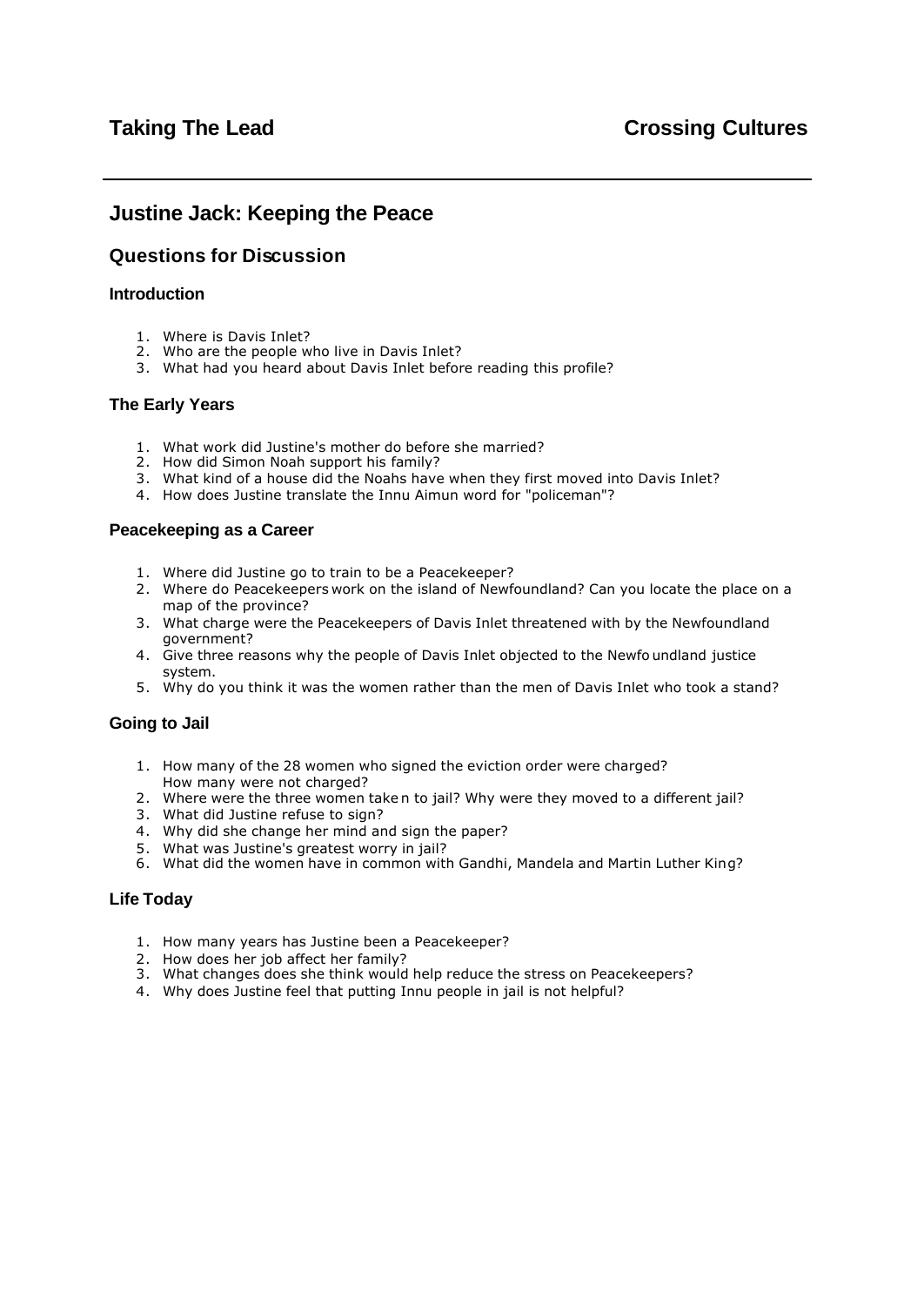# Justine Jack: Keeping the Peace

## Questions for Discussion

### Introduction

1. Where is Davis Inlet?
2. Who are the people who live in Davis Inlet?
3. What had you heard about Davis Inlet before reading this profile?

### The Early Years

1. What work did Justine's mother do before she married?
2. How did Simon Noah support his family?
3. What kind of a house did the Noahs have when they first moved into Davis Inlet?
4. How does Justine translate the Innu Aimun word for "policeman"?

### Peacekeeping as a Career

1. Where did Justine go to train to be a Peacekeeper?
2. Where do Peacekeepers work on the island of Newfoundland? Can you locate the place on a map of the province?
3. What charge were the Peacekeepers of Davis Inlet threatened with by the Newfoundland government?
4. Give three reasons why the people of Davis Inlet objected to the Newfoundland justice system.
5. Why do you think it was the women rather than the men of Davis Inlet who took a stand?

### Going to Jail

1. How many of the 28 women who signed the eviction order were charged? How many were not charged?
2. Where were the three women taken to jail? Why were they moved to a different jail?
3. What did Justine refuse to sign?
4. Why did she change her mind and sign the paper?
5. What was Justine's greatest worry in jail?
6. What did the women have in common with Gandhi, Mandela and Martin Luther King?

### Life Today

1. How many years has Justine been a Peacekeeper?
2. How does her job affect her family?
3. What changes does she think would help reduce the stress on Peacekeepers?
4. Why does Justine feel that putting Innu people in jail is not helpful?